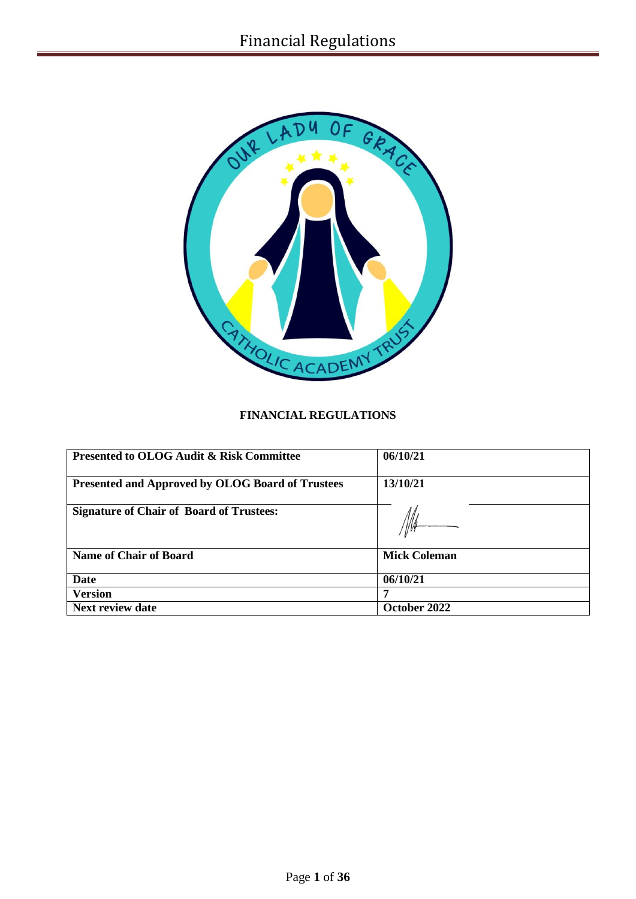**FINANCIAL REGULATIONS**

| Presented to OLOG Audit & Risk Committee | 06/10/21 |
|---|---|
| Presented and Approved by OLOG Board of Trustees | 13/10/21 |
| Signature of Chair of Board of Trustees: | |
| Name of Chair of Board | Mick Coleman |
| Date | 06/10/21 |
| Version | 7 |
| Next review date | October 2022 |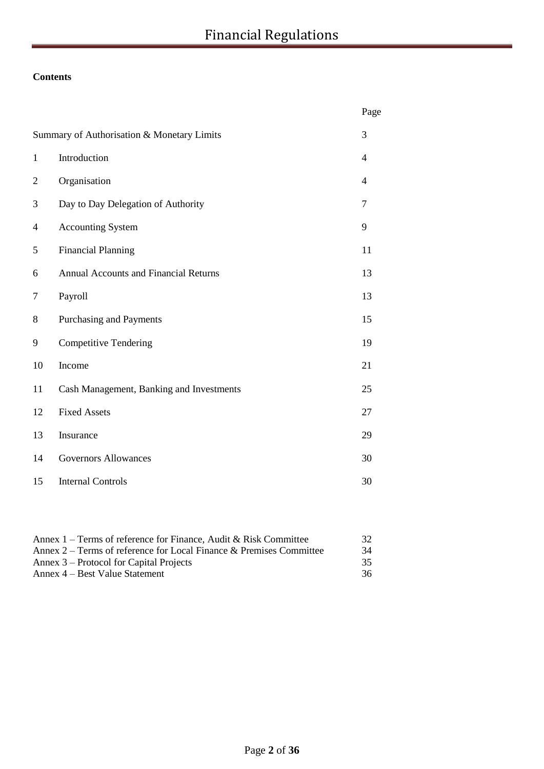**Contents**

| | | Page |
|---|---|---|
| Summary of Authorisation & Monetary Limits | | 3 |
| 1 | Introduction | 4 |
| 2 | Organisation | 4 |
| 3 | Day to Day Delegation of Authority | 7 |
| 4 | Accounting System | 9 |
| 5 | Financial Planning | 11 |
| 6 | Annual Accounts and Financial Returns | 13 |
| 7 | Payroll | 13 |
| 8 | Purchasing and Payments | 15 |
| 9 | Competitive Tendering | 19 |
| 10 | Income | 21 |
| 11 | Cash Management, Banking and Investments | 25 |
| 12 | Fixed Assets | 27 |
| 13 | Insurance | 29 |
| 14 | Governors Allowances | 30 |
| 15 | Internal Controls | 30 |

| | |
|---|---|
| Annex 1 – Terms of reference for Finance, Audit & Risk Committee | 32 |
| Annex 2 – Terms of reference for Local Finance & Premises Committee | 34 |
| Annex 3 – Protocol for Capital Projects | 35 |
| Annex 4 – Best Value Statement | 36 |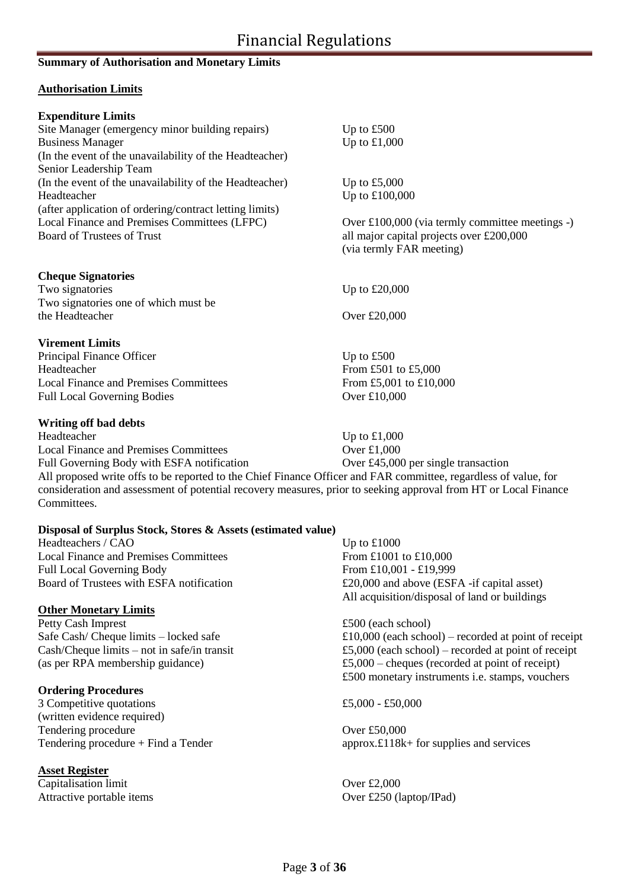**Summary of Authorisation and Monetary Limits**

**Authorisation Limits**

**Expenditure Limits**

| | |
|---|---|
| Site Manager (emergency minor building repairs) | Up to £500 |
| Business Manager (In the event of the unavailability of the Headteacher) | Up to £1,000 |
| Senior Leadership Team (In the event of the unavailability of the Headteacher) | Up to £5,000 |
| Headteacher (after application of ordering/contract letting limits) | Up to £100,000 |
| Local Finance and Premises Committees (LFPC) | Over £100,000 (via termly committee meetings -) |
| Board of Trustees of Trust | all major capital projects over £200,000 (via termly FAR meeting) |

**Cheque Signatories**

| | |
|---|---|
| Two signatories | Up to £20,000 |
| Two signatories one of which must be the Headteacher | Over £20,000 |

**Virement Limits**

| | |
|---|---|
| Principal Finance Officer | Up to £500 |
| Headteacher | From £501 to £5,000 |
| Local Finance and Premises Committees | From £5,001 to £10,000 |
| Full Local Governing Bodies | Over £10,000 |

**Writing off bad debts**

| | |
|---|---|
| Headteacher | Up to £1,000 |
| Local Finance and Premises Committees | Over £1,000 |
| Full Governing Body with ESFA notification | Over £45,000 per single transaction |

All proposed write offs to be reported to the Chief Finance Officer and FAR committee, regardless of value, for consideration and assessment of potential recovery measures, prior to seeking approval from HT or Local Finance Committees.

**Disposal of Surplus Stock, Stores & Assets (estimated value)**

| | |
|---|---|
| Headteachers / CAO | Up to £1000 |
| Local Finance and Premises Committees | From £1001 to £10,000 |
| Full Local Governing Body | From £10,001 - £19,999 |
| Board of Trustees with ESFA notification | £20,000 and above (ESFA -if capital asset) All acquisition/disposal of land or buildings |

**Other Monetary Limits**

| | |
|---|---|
| Petty Cash Imprest | £500 (each school) |
| Safe Cash/ Cheque limits – locked safe | £10,000 (each school) – recorded at point of receipt |
| Cash/Cheque limits – not in safe/in transit (as per RPA membership guidance) | £5,000 (each school) – recorded at point of receipt<br>£5,000 – cheques (recorded at point of receipt)<br>£500 monetary instruments i.e. stamps, vouchers |

**Ordering Procedures**

| | |
|---|---|
| 3 Competitive quotations (written evidence required) | £5,000 - £50,000 |
| Tendering procedure | Over £50,000 |
| Tendering procedure + Find a Tender | approx.£118k+ for supplies and services |

**Asset Register**

| | |
|---|---|
| Capitalisation limit | Over £2,000 |
| Attractive portable items | Over £250 (laptop/IPad) |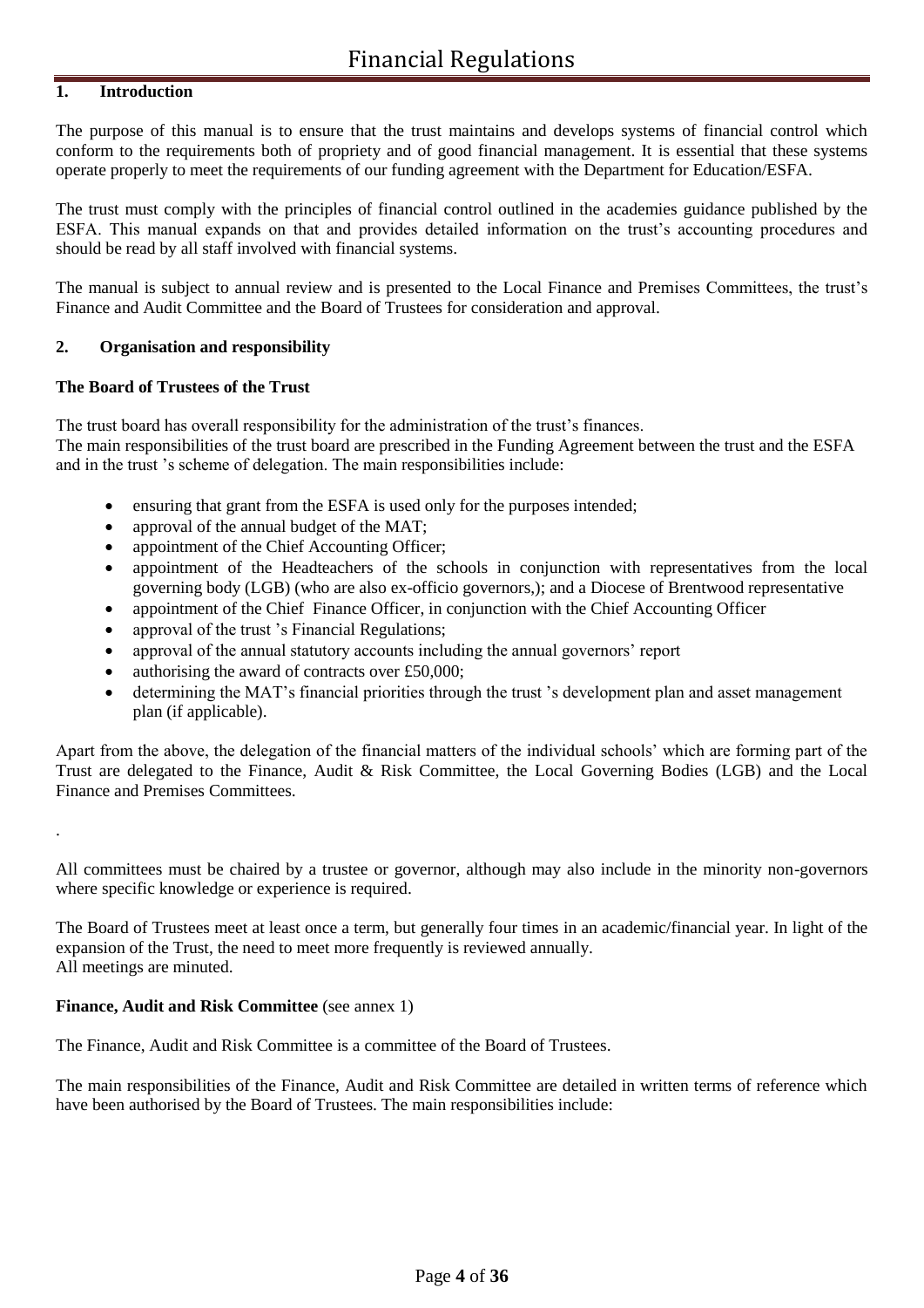# Financial Regulations

## 1. Introduction

The purpose of this manual is to ensure that the trust maintains and develops systems of financial control which conform to the requirements both of propriety and of good financial management. It is essential that these systems operate properly to meet the requirements of our funding agreement with the Department for Education/ESFA.

The trust must comply with the principles of financial control outlined in the academies guidance published by the ESFA. This manual expands on that and provides detailed information on the trust's accounting procedures and should be read by all staff involved with financial systems.

The manual is subject to annual review and is presented to the Local Finance and Premises Committees, the trust's Finance and Audit Committee and the Board of Trustees for consideration and approval.

## 2. Organisation and responsibility

### The Board of Trustees of the Trust

The trust board has overall responsibility for the administration of the trust's finances.
The main responsibilities of the trust board are prescribed in the Funding Agreement between the trust and the ESFA and in the trust 's scheme of delegation. The main responsibilities include:

- ensuring that grant from the ESFA is used only for the purposes intended;
- approval of the annual budget of the MAT;
- appointment of the Chief Accounting Officer;
- appointment of the Headteachers of the schools in conjunction with representatives from the local governing body (LGB) (who are also ex-officio governors,); and a Diocese of Brentwood representative
- appointment of the Chief Finance Officer, in conjunction with the Chief Accounting Officer
- approval of the trust 's Financial Regulations;
- approval of the annual statutory accounts including the annual governors' report
- authorising the award of contracts over £50,000;
- determining the MAT's financial priorities through the trust 's development plan and asset management plan (if applicable).

Apart from the above, the delegation of the financial matters of the individual schools' which are forming part of the Trust are delegated to the Finance, Audit & Risk Committee, the Local Governing Bodies (LGB) and the Local Finance and Premises Committees.

.

All committees must be chaired by a trustee or governor, although may also include in the minority non-governors where specific knowledge or experience is required.

The Board of Trustees meet at least once a term, but generally four times in an academic/financial year. In light of the expansion of the Trust, the need to meet more frequently is reviewed annually.
All meetings are minuted.

### Finance, Audit and Risk Committee (see annex 1)

The Finance, Audit and Risk Committee is a committee of the Board of Trustees.

The main responsibilities of the Finance, Audit and Risk Committee are detailed in written terms of reference which have been authorised by the Board of Trustees. The main responsibilities include: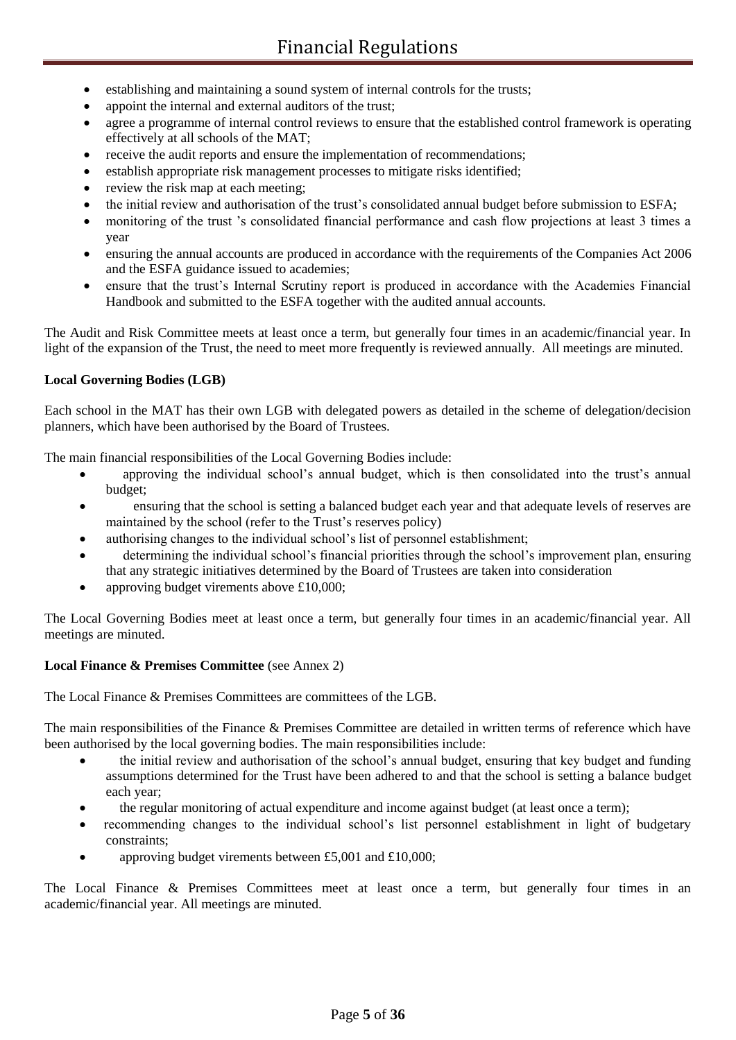- establishing and maintaining a sound system of internal controls for the trusts;
- appoint the internal and external auditors of the trust;
- agree a programme of internal control reviews to ensure that the established control framework is operating effectively at all schools of the MAT;
- receive the audit reports and ensure the implementation of recommendations;
- establish appropriate risk management processes to mitigate risks identified;
- review the risk map at each meeting;
- the initial review and authorisation of the trust's consolidated annual budget before submission to ESFA;
- monitoring of the trust 's consolidated financial performance and cash flow projections at least 3 times a year
- ensuring the annual accounts are produced in accordance with the requirements of the Companies Act 2006 and the ESFA guidance issued to academies;
- ensure that the trust's Internal Scrutiny report is produced in accordance with the Academies Financial Handbook and submitted to the ESFA together with the audited annual accounts.

The Audit and Risk Committee meets at least once a term, but generally four times in an academic/financial year. In light of the expansion of the Trust, the need to meet more frequently is reviewed annually. All meetings are minuted.

**Local Governing Bodies (LGB)**

Each school in the MAT has their own LGB with delegated powers as detailed in the scheme of delegation/decision planners, which have been authorised by the Board of Trustees.

The main financial responsibilities of the Local Governing Bodies include:

- approving the individual school's annual budget, which is then consolidated into the trust's annual budget;
- ensuring that the school is setting a balanced budget each year and that adequate levels of reserves are maintained by the school (refer to the Trust's reserves policy)
- authorising changes to the individual school's list of personnel establishment;
- determining the individual school's financial priorities through the school's improvement plan, ensuring that any strategic initiatives determined by the Board of Trustees are taken into consideration
- approving budget virements above £10,000;

The Local Governing Bodies meet at least once a term, but generally four times in an academic/financial year. All meetings are minuted.

**Local Finance & Premises Committee** (see Annex 2)

The Local Finance & Premises Committees are committees of the LGB.

The main responsibilities of the Finance & Premises Committee are detailed in written terms of reference which have been authorised by the local governing bodies. The main responsibilities include:

- the initial review and authorisation of the school's annual budget, ensuring that key budget and funding assumptions determined for the Trust have been adhered to and that the school is setting a balance budget each year;
- the regular monitoring of actual expenditure and income against budget (at least once a term);
- recommending changes to the individual school's list personnel establishment in light of budgetary constraints;
- approving budget virements between £5,001 and £10,000;

The Local Finance & Premises Committees meet at least once a term, but generally four times in an academic/financial year. All meetings are minuted.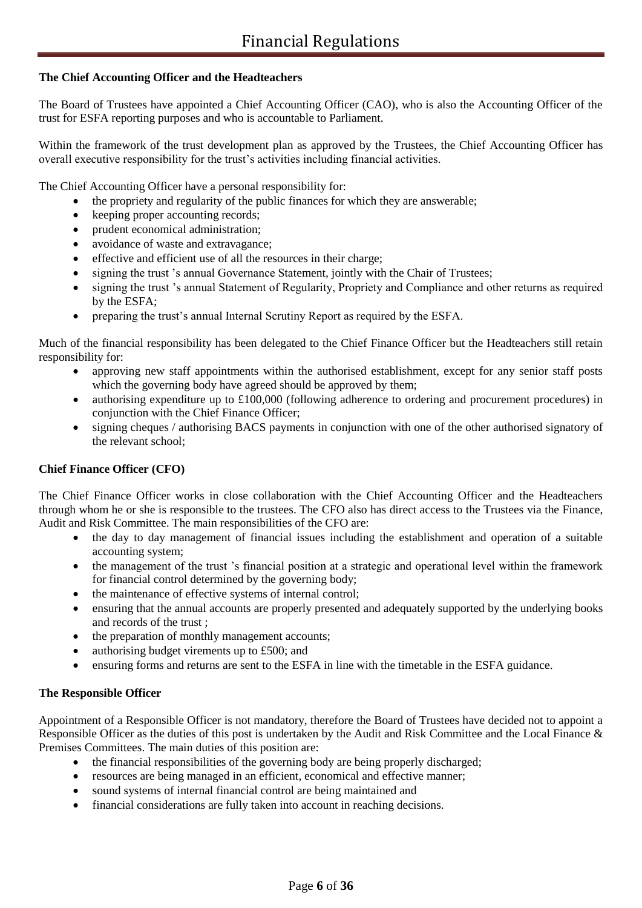**The Chief Accounting Officer and the Headteachers**

The Board of Trustees have appointed a Chief Accounting Officer (CAO), who is also the Accounting Officer of the trust for ESFA reporting purposes and who is accountable to Parliament.

Within the framework of the trust development plan as approved by the Trustees, the Chief Accounting Officer has overall executive responsibility for the trust's activities including financial activities.

The Chief Accounting Officer have a personal responsibility for:

- the propriety and regularity of the public finances for which they are answerable;
- keeping proper accounting records;
- prudent economical administration;
- avoidance of waste and extravagance;
- effective and efficient use of all the resources in their charge;
- signing the trust 's annual Governance Statement, jointly with the Chair of Trustees;
- signing the trust 's annual Statement of Regularity, Propriety and Compliance and other returns as required by the ESFA;
- preparing the trust's annual Internal Scrutiny Report as required by the ESFA.

Much of the financial responsibility has been delegated to the Chief Finance Officer but the Headteachers still retain responsibility for:

- approving new staff appointments within the authorised establishment, except for any senior staff posts which the governing body have agreed should be approved by them;
- authorising expenditure up to £100,000 (following adherence to ordering and procurement procedures) in conjunction with the Chief Finance Officer;
- signing cheques / authorising BACS payments in conjunction with one of the other authorised signatory of the relevant school;

**Chief Finance Officer (CFO)**

The Chief Finance Officer works in close collaboration with the Chief Accounting Officer and the Headteachers through whom he or she is responsible to the trustees. The CFO also has direct access to the Trustees via the Finance, Audit and Risk Committee. The main responsibilities of the CFO are:

- the day to day management of financial issues including the establishment and operation of a suitable accounting system;
- the management of the trust 's financial position at a strategic and operational level within the framework for financial control determined by the governing body;
- the maintenance of effective systems of internal control;
- ensuring that the annual accounts are properly presented and adequately supported by the underlying books and records of the trust ;
- the preparation of monthly management accounts;
- authorising budget virements up to £500; and
- ensuring forms and returns are sent to the ESFA in line with the timetable in the ESFA guidance.

**The Responsible Officer**

Appointment of a Responsible Officer is not mandatory, therefore the Board of Trustees have decided not to appoint a Responsible Officer as the duties of this post is undertaken by the Audit and Risk Committee and the Local Finance & Premises Committees. The main duties of this position are:

- the financial responsibilities of the governing body are being properly discharged;
- resources are being managed in an efficient, economical and effective manner;
- sound systems of internal financial control are being maintained and
- financial considerations are fully taken into account in reaching decisions.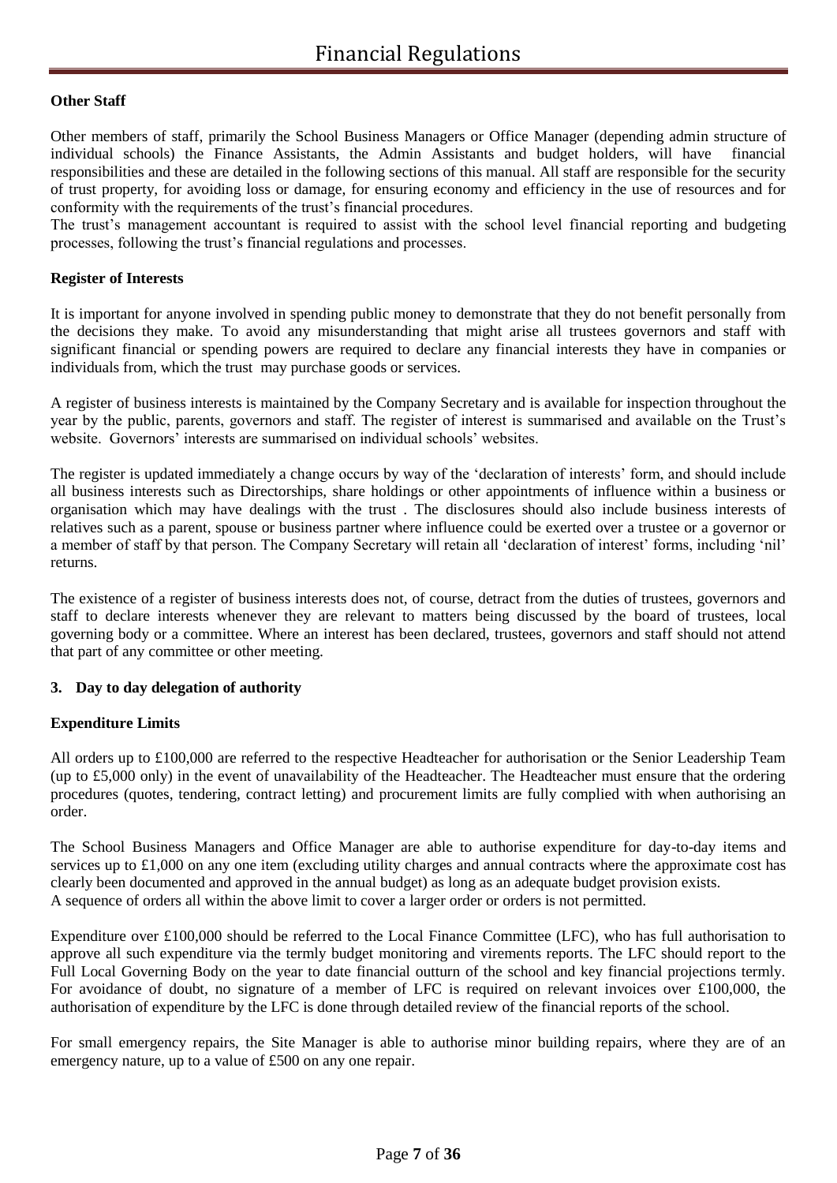**Other Staff**

Other members of staff, primarily the School Business Managers or Office Manager (depending admin structure of individual schools) the Finance Assistants, the Admin Assistants and budget holders, will have financial responsibilities and these are detailed in the following sections of this manual. All staff are responsible for the security of trust property, for avoiding loss or damage, for ensuring economy and efficiency in the use of resources and for conformity with the requirements of the trust's financial procedures.

The trust's management accountant is required to assist with the school level financial reporting and budgeting processes, following the trust's financial regulations and processes.

**Register of Interests**

It is important for anyone involved in spending public money to demonstrate that they do not benefit personally from the decisions they make. To avoid any misunderstanding that might arise all trustees governors and staff with significant financial or spending powers are required to declare any financial interests they have in companies or individuals from, which the trust may purchase goods or services.

A register of business interests is maintained by the Company Secretary and is available for inspection throughout the year by the public, parents, governors and staff. The register of interest is summarised and available on the Trust's website. Governors' interests are summarised on individual schools' websites.

The register is updated immediately a change occurs by way of the 'declaration of interests' form, and should include all business interests such as Directorships, share holdings or other appointments of influence within a business or organisation which may have dealings with the trust . The disclosures should also include business interests of relatives such as a parent, spouse or business partner where influence could be exerted over a trustee or a governor or a member of staff by that person. The Company Secretary will retain all 'declaration of interest' forms, including 'nil' returns.

The existence of a register of business interests does not, of course, detract from the duties of trustees, governors and staff to declare interests whenever they are relevant to matters being discussed by the board of trustees, local governing body or a committee. Where an interest has been declared, trustees, governors and staff should not attend that part of any committee or other meeting.

**3. Day to day delegation of authority**

**Expenditure Limits**

All orders up to £100,000 are referred to the respective Headteacher for authorisation or the Senior Leadership Team (up to £5,000 only) in the event of unavailability of the Headteacher. The Headteacher must ensure that the ordering procedures (quotes, tendering, contract letting) and procurement limits are fully complied with when authorising an order.

The School Business Managers and Office Manager are able to authorise expenditure for day-to-day items and services up to £1,000 on any one item (excluding utility charges and annual contracts where the approximate cost has clearly been documented and approved in the annual budget) as long as an adequate budget provision exists.
A sequence of orders all within the above limit to cover a larger order or orders is not permitted.

Expenditure over £100,000 should be referred to the Local Finance Committee (LFC), who has full authorisation to approve all such expenditure via the termly budget monitoring and virements reports. The LFC should report to the Full Local Governing Body on the year to date financial outturn of the school and key financial projections termly. For avoidance of doubt, no signature of a member of LFC is required on relevant invoices over £100,000, the authorisation of expenditure by the LFC is done through detailed review of the financial reports of the school.

For small emergency repairs, the Site Manager is able to authorise minor building repairs, where they are of an emergency nature, up to a value of £500 on any one repair.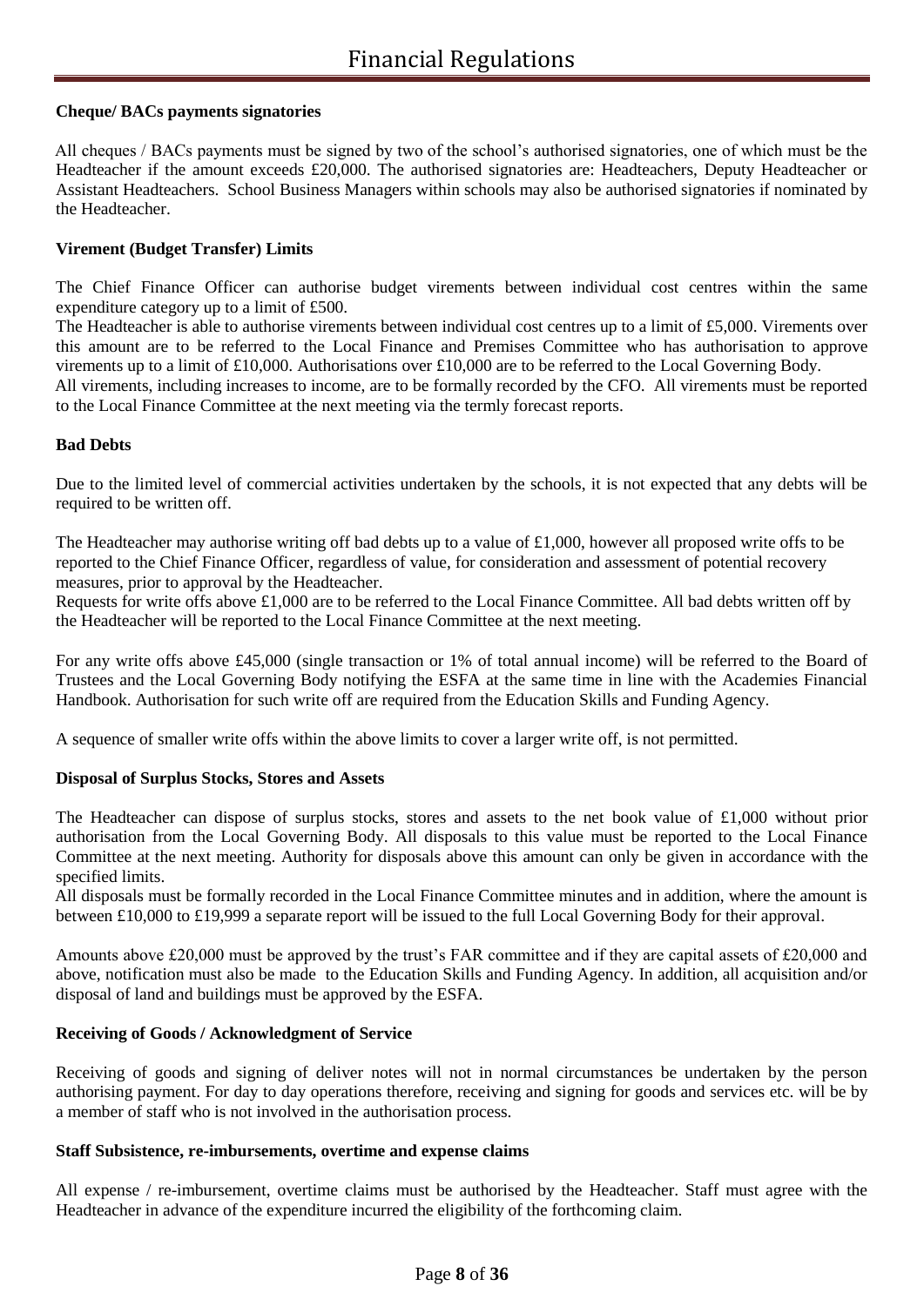**Cheque/ BACs payments signatories**

All cheques / BACs payments must be signed by two of the school's authorised signatories, one of which must be the Headteacher if the amount exceeds £20,000. The authorised signatories are: Headteachers, Deputy Headteacher or Assistant Headteachers. School Business Managers within schools may also be authorised signatories if nominated by the Headteacher.

**Virement (Budget Transfer) Limits**

The Chief Finance Officer can authorise budget virements between individual cost centres within the same expenditure category up to a limit of £500.

The Headteacher is able to authorise virements between individual cost centres up to a limit of £5,000. Virements over this amount are to be referred to the Local Finance and Premises Committee who has authorisation to approve virements up to a limit of £10,000. Authorisations over £10,000 are to be referred to the Local Governing Body.

All virements, including increases to income, are to be formally recorded by the CFO. All virements must be reported to the Local Finance Committee at the next meeting via the termly forecast reports.

**Bad Debts**

Due to the limited level of commercial activities undertaken by the schools, it is not expected that any debts will be required to be written off.

The Headteacher may authorise writing off bad debts up to a value of £1,000, however all proposed write offs to be reported to the Chief Finance Officer, regardless of value, for consideration and assessment of potential recovery measures, prior to approval by the Headteacher.

Requests for write offs above £1,000 are to be referred to the Local Finance Committee. All bad debts written off by the Headteacher will be reported to the Local Finance Committee at the next meeting.

For any write offs above £45,000 (single transaction or 1% of total annual income) will be referred to the Board of Trustees and the Local Governing Body notifying the ESFA at the same time in line with the Academies Financial Handbook. Authorisation for such write off are required from the Education Skills and Funding Agency.

A sequence of smaller write offs within the above limits to cover a larger write off, is not permitted.

**Disposal of Surplus Stocks, Stores and Assets**

The Headteacher can dispose of surplus stocks, stores and assets to the net book value of £1,000 without prior authorisation from the Local Governing Body. All disposals to this value must be reported to the Local Finance Committee at the next meeting. Authority for disposals above this amount can only be given in accordance with the specified limits.

All disposals must be formally recorded in the Local Finance Committee minutes and in addition, where the amount is between £10,000 to £19,999 a separate report will be issued to the full Local Governing Body for their approval.

Amounts above £20,000 must be approved by the trust's FAR committee and if they are capital assets of £20,000 and above, notification must also be made to the Education Skills and Funding Agency. In addition, all acquisition and/or disposal of land and buildings must be approved by the ESFA.

**Receiving of Goods / Acknowledgment of Service**

Receiving of goods and signing of deliver notes will not in normal circumstances be undertaken by the person authorising payment. For day to day operations therefore, receiving and signing for goods and services etc. will be by a member of staff who is not involved in the authorisation process.

**Staff Subsistence, re-imbursements, overtime and expense claims**

All expense / re-imbursement, overtime claims must be authorised by the Headteacher. Staff must agree with the Headteacher in advance of the expenditure incurred the eligibility of the forthcoming claim.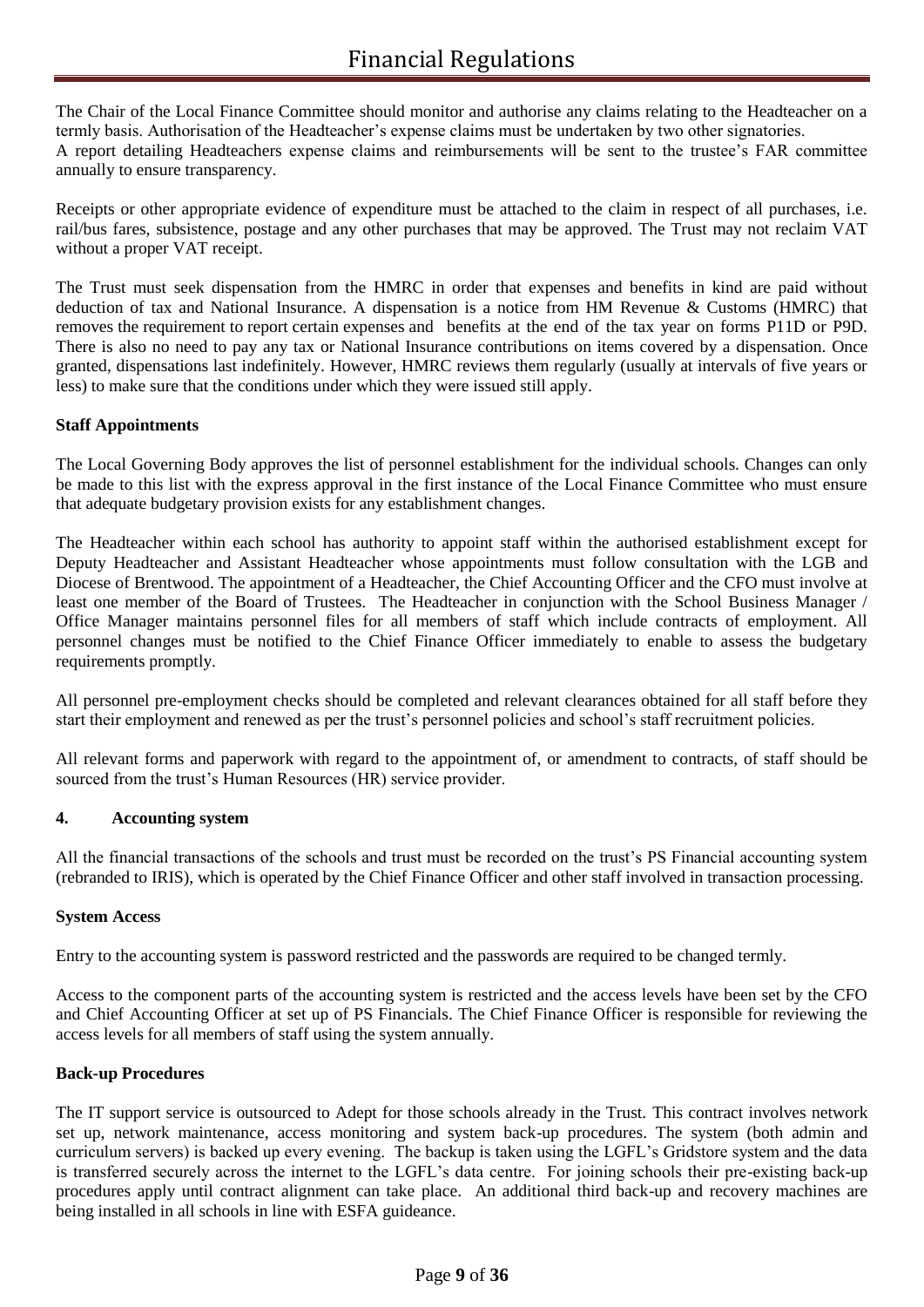The Chair of the Local Finance Committee should monitor and authorise any claims relating to the Headteacher on a termly basis. Authorisation of the Headteacher's expense claims must be undertaken by two other signatories.
A report detailing Headteachers expense claims and reimbursements will be sent to the trustee's FAR committee annually to ensure transparency.

Receipts or other appropriate evidence of expenditure must be attached to the claim in respect of all purchases, i.e. rail/bus fares, subsistence, postage and any other purchases that may be approved. The Trust may not reclaim VAT without a proper VAT receipt.

The Trust must seek dispensation from the HMRC in order that expenses and benefits in kind are paid without deduction of tax and National Insurance. A dispensation is a notice from HM Revenue & Customs (HMRC) that removes the requirement to report certain expenses and benefits at the end of the tax year on forms P11D or P9D. There is also no need to pay any tax or National Insurance contributions on items covered by a dispensation. Once granted, dispensations last indefinitely. However, HMRC reviews them regularly (usually at intervals of five years or less) to make sure that the conditions under which they were issued still apply.

**Staff Appointments**

The Local Governing Body approves the list of personnel establishment for the individual schools. Changes can only be made to this list with the express approval in the first instance of the Local Finance Committee who must ensure that adequate budgetary provision exists for any establishment changes.

The Headteacher within each school has authority to appoint staff within the authorised establishment except for Deputy Headteacher and Assistant Headteacher whose appointments must follow consultation with the LGB and Diocese of Brentwood. The appointment of a Headteacher, the Chief Accounting Officer and the CFO must involve at least one member of the Board of Trustees. The Headteacher in conjunction with the School Business Manager / Office Manager maintains personnel files for all members of staff which include contracts of employment. All personnel changes must be notified to the Chief Finance Officer immediately to enable to assess the budgetary requirements promptly.

All personnel pre-employment checks should be completed and relevant clearances obtained for all staff before they start their employment and renewed as per the trust's personnel policies and school's staff recruitment policies.

All relevant forms and paperwork with regard to the appointment of, or amendment to contracts, of staff should be sourced from the trust's Human Resources (HR) service provider.

## 4. Accounting system

All the financial transactions of the schools and trust must be recorded on the trust's PS Financial accounting system (rebranded to IRIS), which is operated by the Chief Finance Officer and other staff involved in transaction processing.

**System Access**

Entry to the accounting system is password restricted and the passwords are required to be changed termly.

Access to the component parts of the accounting system is restricted and the access levels have been set by the CFO and Chief Accounting Officer at set up of PS Financials. The Chief Finance Officer is responsible for reviewing the access levels for all members of staff using the system annually.

**Back-up Procedures**

The IT support service is outsourced to Adept for those schools already in the Trust. This contract involves network set up, network maintenance, access monitoring and system back-up procedures. The system (both admin and curriculum servers) is backed up every evening. The backup is taken using the LGFL's Gridstore system and the data is transferred securely across the internet to the LGFL's data centre. For joining schools their pre-existing back-up procedures apply until contract alignment can take place. An additional third back-up and recovery machines are being installed in all schools in line with ESFA guideance.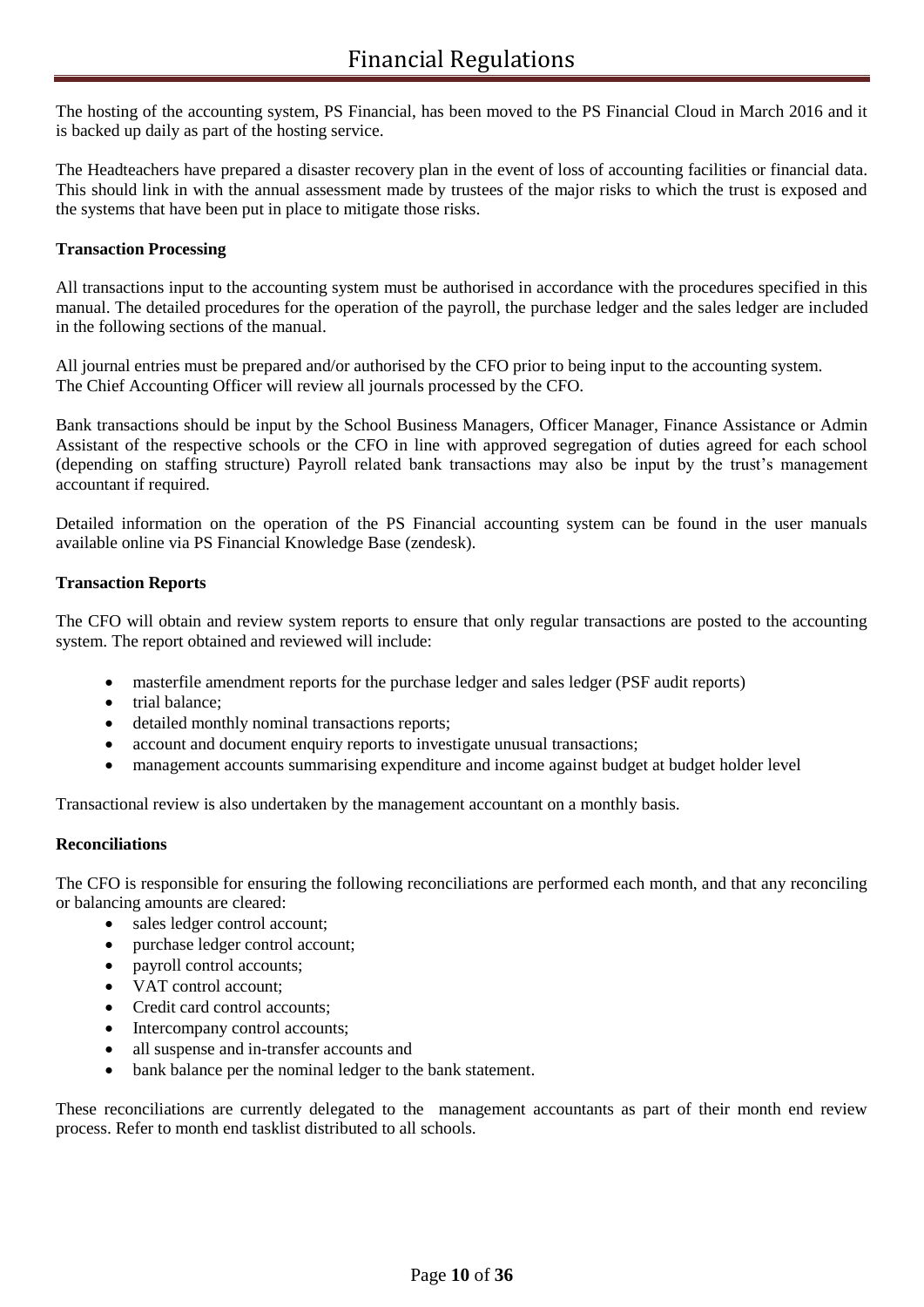The hosting of the accounting system, PS Financial, has been moved to the PS Financial Cloud in March 2016 and it is backed up daily as part of the hosting service.

The Headteachers have prepared a disaster recovery plan in the event of loss of accounting facilities or financial data. This should link in with the annual assessment made by trustees of the major risks to which the trust is exposed and the systems that have been put in place to mitigate those risks.

**Transaction Processing**

All transactions input to the accounting system must be authorised in accordance with the procedures specified in this manual. The detailed procedures for the operation of the payroll, the purchase ledger and the sales ledger are included in the following sections of the manual.

All journal entries must be prepared and/or authorised by the CFO prior to being input to the accounting system. The Chief Accounting Officer will review all journals processed by the CFO.

Bank transactions should be input by the School Business Managers, Officer Manager, Finance Assistance or Admin Assistant of the respective schools or the CFO in line with approved segregation of duties agreed for each school (depending on staffing structure) Payroll related bank transactions may also be input by the trust's management accountant if required.

Detailed information on the operation of the PS Financial accounting system can be found in the user manuals available online via PS Financial Knowledge Base (zendesk).

**Transaction Reports**

The CFO will obtain and review system reports to ensure that only regular transactions are posted to the accounting system. The report obtained and reviewed will include:

- masterfile amendment reports for the purchase ledger and sales ledger (PSF audit reports)
- trial balance;
- detailed monthly nominal transactions reports;
- account and document enquiry reports to investigate unusual transactions;
- management accounts summarising expenditure and income against budget at budget holder level

Transactional review is also undertaken by the management accountant on a monthly basis.

**Reconciliations**

The CFO is responsible for ensuring the following reconciliations are performed each month, and that any reconciling or balancing amounts are cleared:

- sales ledger control account;
- purchase ledger control account;
- payroll control accounts;
- VAT control account;
- Credit card control accounts;
- Intercompany control accounts;
- all suspense and in-transfer accounts and
- bank balance per the nominal ledger to the bank statement.

These reconciliations are currently delegated to the management accountants as part of their month end review process. Refer to month end tasklist distributed to all schools.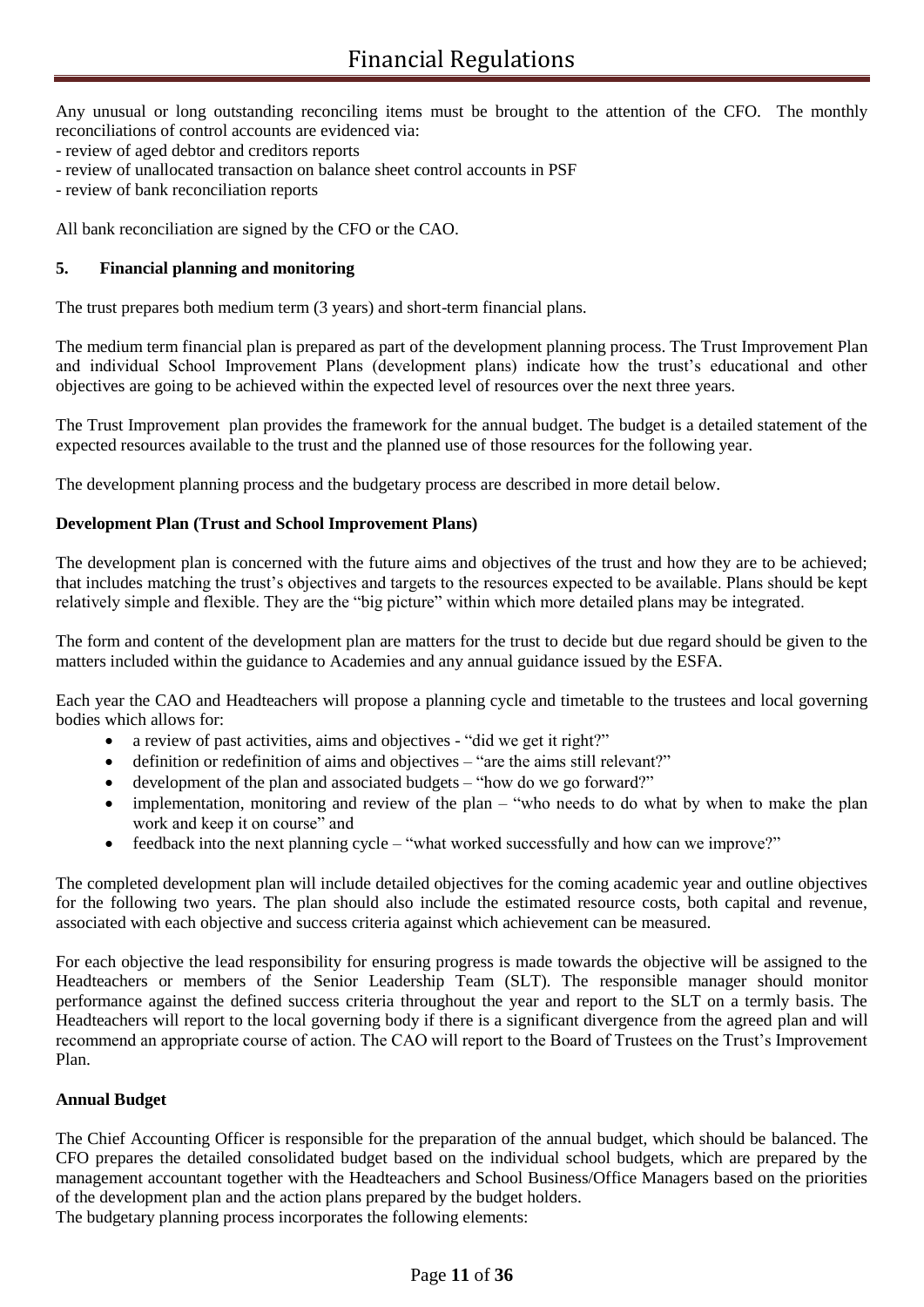Any unusual or long outstanding reconciling items must be brought to the attention of the CFO. The monthly reconciliations of control accounts are evidenced via:

- review of aged debtor and creditors reports
- review of unallocated transaction on balance sheet control accounts in PSF
- review of bank reconciliation reports

All bank reconciliation are signed by the CFO or the CAO.

## 5. Financial planning and monitoring

The trust prepares both medium term (3 years) and short-term financial plans.

The medium term financial plan is prepared as part of the development planning process. The Trust Improvement Plan and individual School Improvement Plans (development plans) indicate how the trust's educational and other objectives are going to be achieved within the expected level of resources over the next three years.

The Trust Improvement plan provides the framework for the annual budget. The budget is a detailed statement of the expected resources available to the trust and the planned use of those resources for the following year.

The development planning process and the budgetary process are described in more detail below.

### Development Plan (Trust and School Improvement Plans)

The development plan is concerned with the future aims and objectives of the trust and how they are to be achieved; that includes matching the trust's objectives and targets to the resources expected to be available. Plans should be kept relatively simple and flexible. They are the "big picture" within which more detailed plans may be integrated.

The form and content of the development plan are matters for the trust to decide but due regard should be given to the matters included within the guidance to Academies and any annual guidance issued by the ESFA.

Each year the CAO and Headteachers will propose a planning cycle and timetable to the trustees and local governing bodies which allows for:

- a review of past activities, aims and objectives - "did we get it right?"
- definition or redefinition of aims and objectives – "are the aims still relevant?"
- development of the plan and associated budgets – "how do we go forward?"
- implementation, monitoring and review of the plan – "who needs to do what by when to make the plan work and keep it on course" and
- feedback into the next planning cycle – "what worked successfully and how can we improve?"

The completed development plan will include detailed objectives for the coming academic year and outline objectives for the following two years. The plan should also include the estimated resource costs, both capital and revenue, associated with each objective and success criteria against which achievement can be measured.

For each objective the lead responsibility for ensuring progress is made towards the objective will be assigned to the Headteachers or members of the Senior Leadership Team (SLT). The responsible manager should monitor performance against the defined success criteria throughout the year and report to the SLT on a termly basis. The Headteachers will report to the local governing body if there is a significant divergence from the agreed plan and will recommend an appropriate course of action. The CAO will report to the Board of Trustees on the Trust's Improvement Plan.

### Annual Budget

The Chief Accounting Officer is responsible for the preparation of the annual budget, which should be balanced. The CFO prepares the detailed consolidated budget based on the individual school budgets, which are prepared by the management accountant together with the Headteachers and School Business/Office Managers based on the priorities of the development plan and the action plans prepared by the budget holders.

The budgetary planning process incorporates the following elements: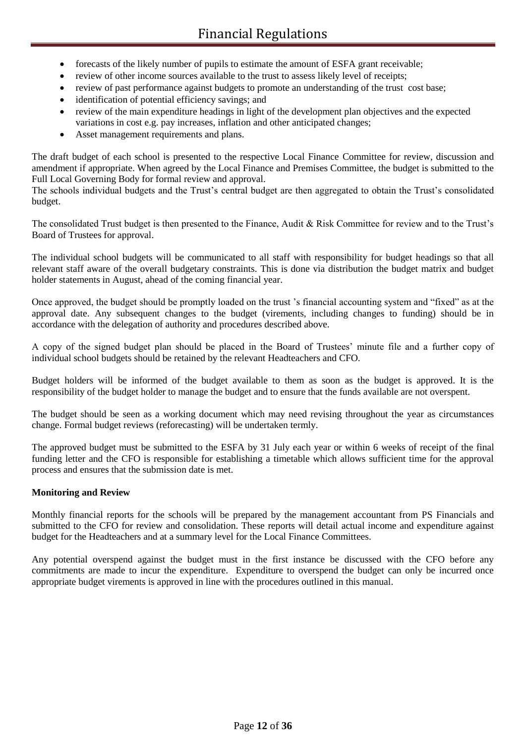- forecasts of the likely number of pupils to estimate the amount of ESFA grant receivable;
- review of other income sources available to the trust to assess likely level of receipts;
- review of past performance against budgets to promote an understanding of the trust cost base;
- identification of potential efficiency savings; and
- review of the main expenditure headings in light of the development plan objectives and the expected variations in cost e.g. pay increases, inflation and other anticipated changes;
- Asset management requirements and plans.

The draft budget of each school is presented to the respective Local Finance Committee for review, discussion and amendment if appropriate. When agreed by the Local Finance and Premises Committee, the budget is submitted to the Full Local Governing Body for formal review and approval.
The schools individual budgets and the Trust's central budget are then aggregated to obtain the Trust's consolidated budget.

The consolidated Trust budget is then presented to the Finance, Audit & Risk Committee for review and to the Trust's Board of Trustees for approval.

The individual school budgets will be communicated to all staff with responsibility for budget headings so that all relevant staff aware of the overall budgetary constraints. This is done via distribution the budget matrix and budget holder statements in August, ahead of the coming financial year.

Once approved, the budget should be promptly loaded on the trust 's financial accounting system and "fixed" as at the approval date. Any subsequent changes to the budget (virements, including changes to funding) should be in accordance with the delegation of authority and procedures described above.

A copy of the signed budget plan should be placed in the Board of Trustees' minute file and a further copy of individual school budgets should be retained by the relevant Headteachers and CFO.

Budget holders will be informed of the budget available to them as soon as the budget is approved. It is the responsibility of the budget holder to manage the budget and to ensure that the funds available are not overspent.

The budget should be seen as a working document which may need revising throughout the year as circumstances change. Formal budget reviews (reforecasting) will be undertaken termly.

The approved budget must be submitted to the ESFA by 31 July each year or within 6 weeks of receipt of the final funding letter and the CFO is responsible for establishing a timetable which allows sufficient time for the approval process and ensures that the submission date is met.

**Monitoring and Review**

Monthly financial reports for the schools will be prepared by the management accountant from PS Financials and submitted to the CFO for review and consolidation. These reports will detail actual income and expenditure against budget for the Headteachers and at a summary level for the Local Finance Committees.

Any potential overspend against the budget must in the first instance be discussed with the CFO before any commitments are made to incur the expenditure. Expenditure to overspend the budget can only be incurred once appropriate budget virements is approved in line with the procedures outlined in this manual.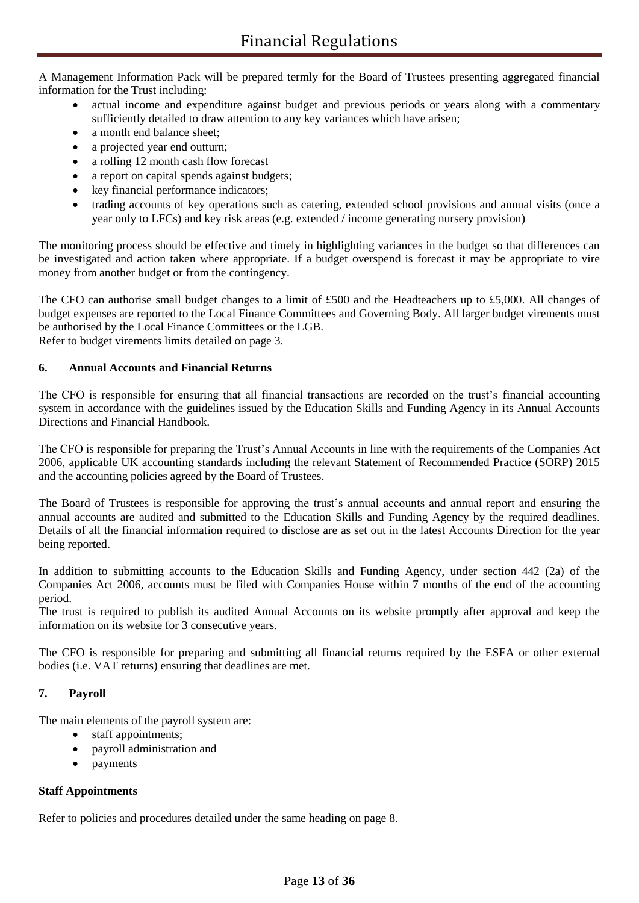A Management Information Pack will be prepared termly for the Board of Trustees presenting aggregated financial information for the Trust including:

- actual income and expenditure against budget and previous periods or years along with a commentary sufficiently detailed to draw attention to any key variances which have arisen;
- a month end balance sheet;
- a projected year end outturn;
- a rolling 12 month cash flow forecast
- a report on capital spends against budgets;
- key financial performance indicators;
- trading accounts of key operations such as catering, extended school provisions and annual visits (once a year only to LFCs) and key risk areas (e.g. extended / income generating nursery provision)

The monitoring process should be effective and timely in highlighting variances in the budget so that differences can be investigated and action taken where appropriate. If a budget overspend is forecast it may be appropriate to vire money from another budget or from the contingency.

The CFO can authorise small budget changes to a limit of £500 and the Headteachers up to £5,000. All changes of budget expenses are reported to the Local Finance Committees and Governing Body. All larger budget virements must be authorised by the Local Finance Committees or the LGB.
Refer to budget virements limits detailed on page 3.

### 6. Annual Accounts and Financial Returns

The CFO is responsible for ensuring that all financial transactions are recorded on the trust's financial accounting system in accordance with the guidelines issued by the Education Skills and Funding Agency in its Annual Accounts Directions and Financial Handbook.

The CFO is responsible for preparing the Trust's Annual Accounts in line with the requirements of the Companies Act 2006, applicable UK accounting standards including the relevant Statement of Recommended Practice (SORP) 2015 and the accounting policies agreed by the Board of Trustees.

The Board of Trustees is responsible for approving the trust's annual accounts and annual report and ensuring the annual accounts are audited and submitted to the Education Skills and Funding Agency by the required deadlines. Details of all the financial information required to disclose are as set out in the latest Accounts Direction for the year being reported.

In addition to submitting accounts to the Education Skills and Funding Agency, under section 442 (2a) of the Companies Act 2006, accounts must be filed with Companies House within 7 months of the end of the accounting period.
The trust is required to publish its audited Annual Accounts on its website promptly after approval and keep the information on its website for 3 consecutive years.

The CFO is responsible for preparing and submitting all financial returns required by the ESFA or other external bodies (i.e. VAT returns) ensuring that deadlines are met.

### 7. Payroll

The main elements of the payroll system are:

- staff appointments;
- payroll administration and
- payments

**Staff Appointments**

Refer to policies and procedures detailed under the same heading on page 8.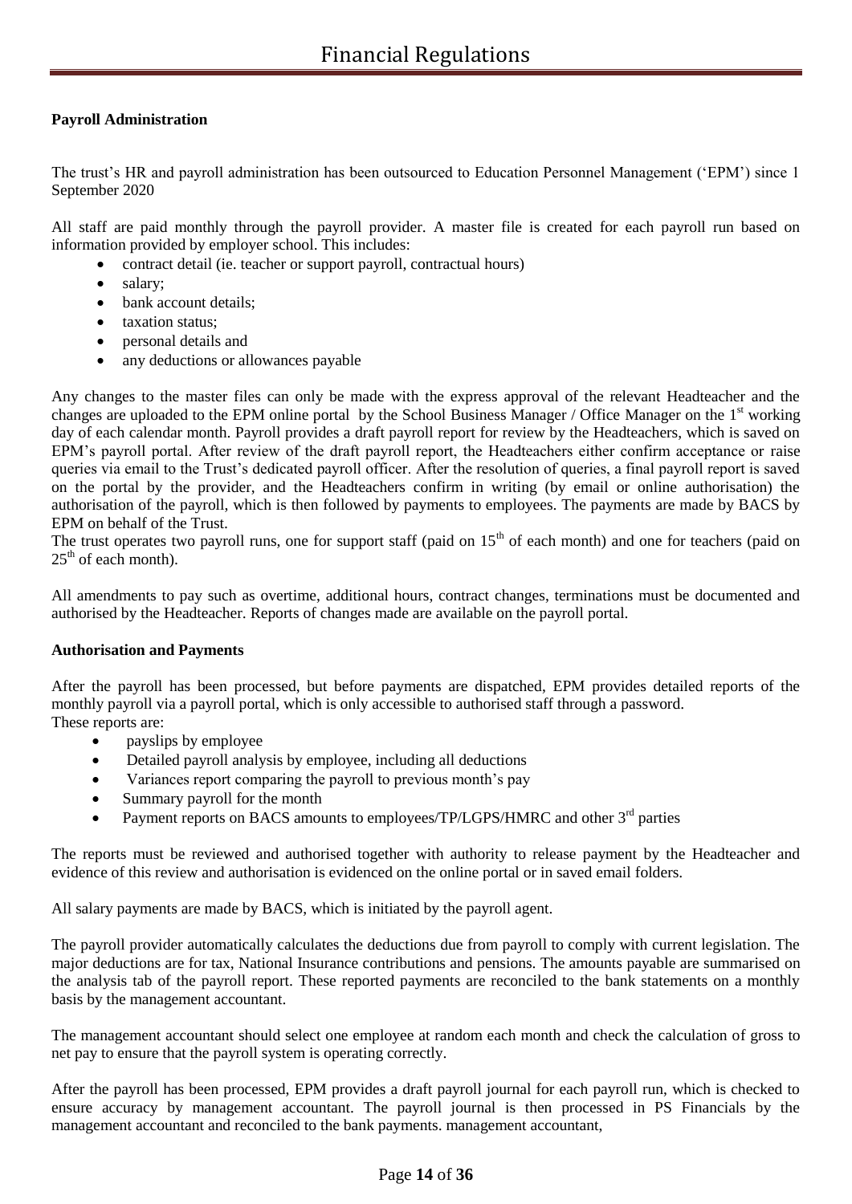**Payroll Administration**

The trust's HR and payroll administration has been outsourced to Education Personnel Management ('EPM') since 1 September 2020

All staff are paid monthly through the payroll provider. A master file is created for each payroll run based on information provided by employer school. This includes:

- contract detail (ie. teacher or support payroll, contractual hours)
- salary;
- bank account details;
- taxation status;
- personal details and
- any deductions or allowances payable

Any changes to the master files can only be made with the express approval of the relevant Headteacher and the changes are uploaded to the EPM online portal by the School Business Manager / Office Manager on the 1st working day of each calendar month. Payroll provides a draft payroll report for review by the Headteachers, which is saved on EPM's payroll portal. After review of the draft payroll report, the Headteachers either confirm acceptance or raise queries via email to the Trust's dedicated payroll officer. After the resolution of queries, a final payroll report is saved on the portal by the provider, and the Headteachers confirm in writing (by email or online authorisation) the authorisation of the payroll, which is then followed by payments to employees. The payments are made by BACS by EPM on behalf of the Trust.

The trust operates two payroll runs, one for support staff (paid on 15th of each month) and one for teachers (paid on 25th of each month).

All amendments to pay such as overtime, additional hours, contract changes, terminations must be documented and authorised by the Headteacher. Reports of changes made are available on the payroll portal.

**Authorisation and Payments**

After the payroll has been processed, but before payments are dispatched, EPM provides detailed reports of the monthly payroll via a payroll portal, which is only accessible to authorised staff through a password.
These reports are:

- payslips by employee
- Detailed payroll analysis by employee, including all deductions
- Variances report comparing the payroll to previous month's pay
- Summary payroll for the month
- Payment reports on BACS amounts to employees/TP/LGPS/HMRC and other 3rd parties

The reports must be reviewed and authorised together with authority to release payment by the Headteacher and evidence of this review and authorisation is evidenced on the online portal or in saved email folders.

All salary payments are made by BACS, which is initiated by the payroll agent.

The payroll provider automatically calculates the deductions due from payroll to comply with current legislation. The major deductions are for tax, National Insurance contributions and pensions. The amounts payable are summarised on the analysis tab of the payroll report. These reported payments are reconciled to the bank statements on a monthly basis by the management accountant.

The management accountant should select one employee at random each month and check the calculation of gross to net pay to ensure that the payroll system is operating correctly.

After the payroll has been processed, EPM provides a draft payroll journal for each payroll run, which is checked to ensure accuracy by management accountant. The payroll journal is then processed in PS Financials by the management accountant and reconciled to the bank payments. management accountant,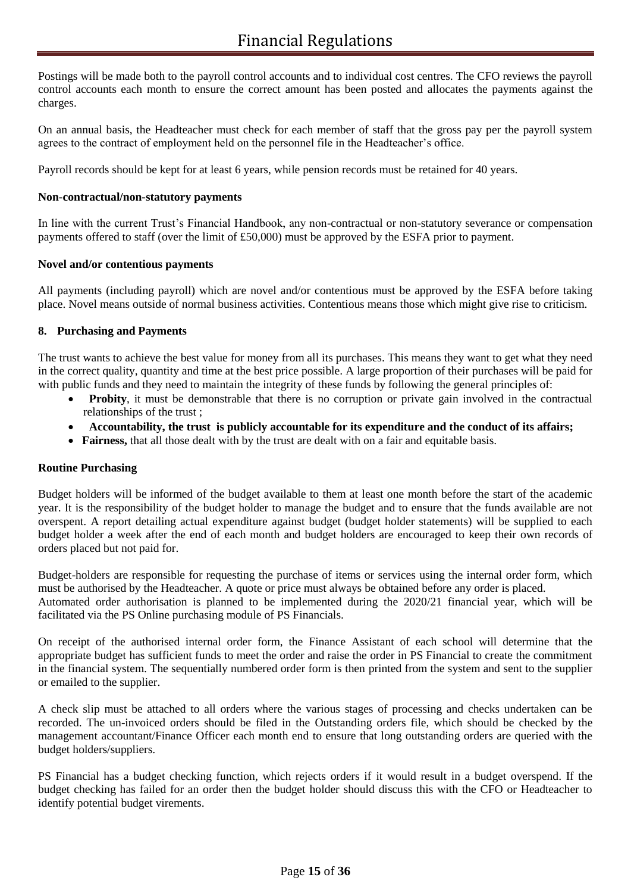Postings will be made both to the payroll control accounts and to individual cost centres. The CFO reviews the payroll control accounts each month to ensure the correct amount has been posted and allocates the payments against the charges.

On an annual basis, the Headteacher must check for each member of staff that the gross pay per the payroll system agrees to the contract of employment held on the personnel file in the Headteacher's office.

Payroll records should be kept for at least 6 years, while pension records must be retained for 40 years.

**Non-contractual/non-statutory payments**

In line with the current Trust's Financial Handbook, any non-contractual or non-statutory severance or compensation payments offered to staff (over the limit of £50,000) must be approved by the ESFA prior to payment.

**Novel and/or contentious payments**

All payments (including payroll) which are novel and/or contentious must be approved by the ESFA before taking place. Novel means outside of normal business activities. Contentious means those which might give rise to criticism.

## 8. Purchasing and Payments

The trust wants to achieve the best value for money from all its purchases. This means they want to get what they need in the correct quality, quantity and time at the best price possible. A large proportion of their purchases will be paid for with public funds and they need to maintain the integrity of these funds by following the general principles of:

- **Probity**, it must be demonstrable that there is no corruption or private gain involved in the contractual relationships of the trust ;
- **Accountability, the trust is publicly accountable for its expenditure and the conduct of its affairs;**
- **Fairness,** that all those dealt with by the trust are dealt with on a fair and equitable basis.

**Routine Purchasing**

Budget holders will be informed of the budget available to them at least one month before the start of the academic year. It is the responsibility of the budget holder to manage the budget and to ensure that the funds available are not overspent. A report detailing actual expenditure against budget (budget holder statements) will be supplied to each budget holder a week after the end of each month and budget holders are encouraged to keep their own records of orders placed but not paid for.

Budget-holders are responsible for requesting the purchase of items or services using the internal order form, which must be authorised by the Headteacher. A quote or price must always be obtained before any order is placed.
Automated order authorisation is planned to be implemented during the 2020/21 financial year, which will be facilitated via the PS Online purchasing module of PS Financials.

On receipt of the authorised internal order form, the Finance Assistant of each school will determine that the appropriate budget has sufficient funds to meet the order and raise the order in PS Financial to create the commitment in the financial system. The sequentially numbered order form is then printed from the system and sent to the supplier or emailed to the supplier.

A check slip must be attached to all orders where the various stages of processing and checks undertaken can be recorded. The un-invoiced orders should be filed in the Outstanding orders file, which should be checked by the management accountant/Finance Officer each month end to ensure that long outstanding orders are queried with the budget holders/suppliers.

PS Financial has a budget checking function, which rejects orders if it would result in a budget overspend. If the budget checking has failed for an order then the budget holder should discuss this with the CFO or Headteacher to identify potential budget virements.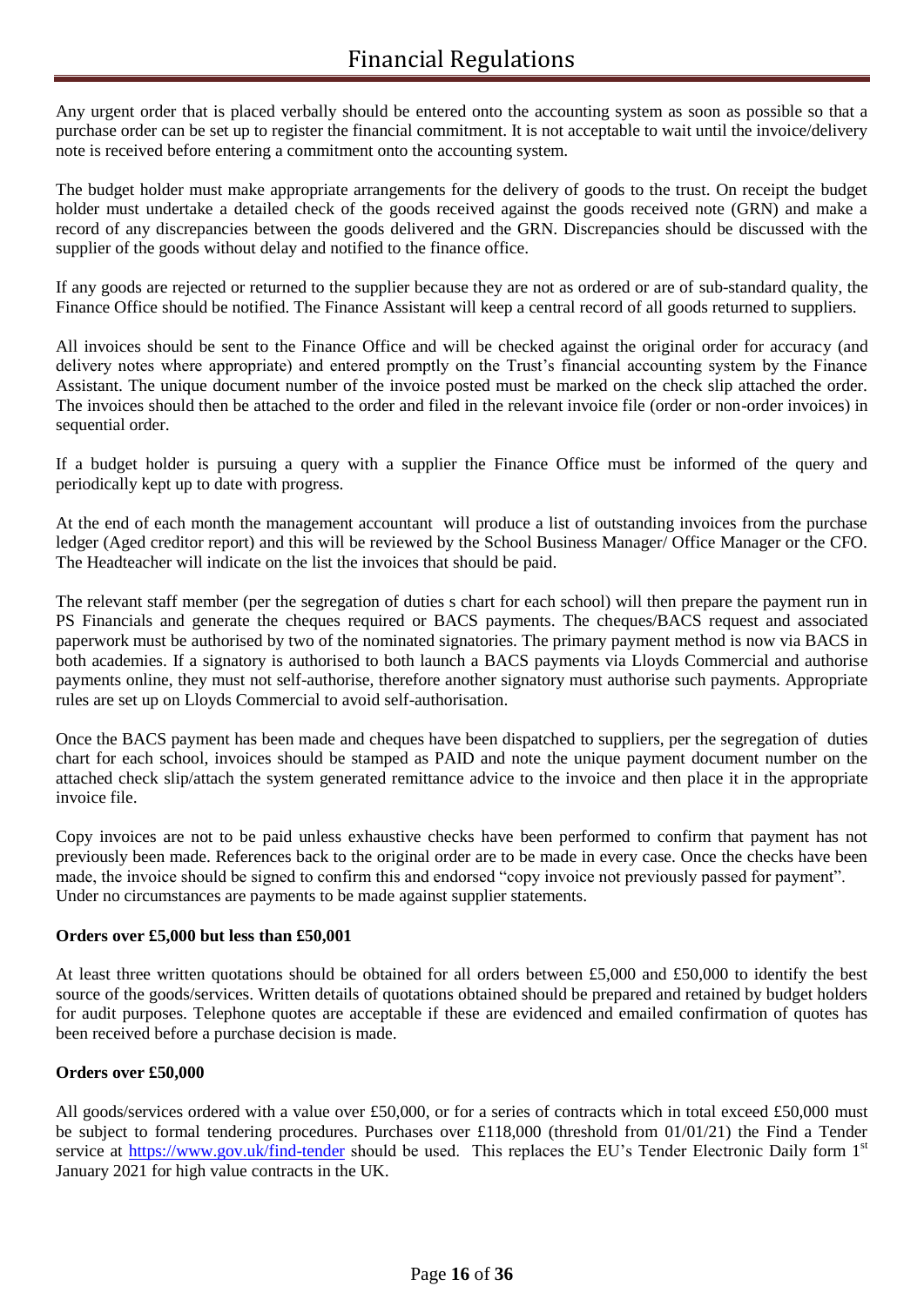Any urgent order that is placed verbally should be entered onto the accounting system as soon as possible so that a purchase order can be set up to register the financial commitment. It is not acceptable to wait until the invoice/delivery note is received before entering a commitment onto the accounting system.

The budget holder must make appropriate arrangements for the delivery of goods to the trust. On receipt the budget holder must undertake a detailed check of the goods received against the goods received note (GRN) and make a record of any discrepancies between the goods delivered and the GRN. Discrepancies should be discussed with the supplier of the goods without delay and notified to the finance office.

If any goods are rejected or returned to the supplier because they are not as ordered or are of sub-standard quality, the Finance Office should be notified. The Finance Assistant will keep a central record of all goods returned to suppliers.

All invoices should be sent to the Finance Office and will be checked against the original order for accuracy (and delivery notes where appropriate) and entered promptly on the Trust's financial accounting system by the Finance Assistant. The unique document number of the invoice posted must be marked on the check slip attached the order. The invoices should then be attached to the order and filed in the relevant invoice file (order or non-order invoices) in sequential order.

If a budget holder is pursuing a query with a supplier the Finance Office must be informed of the query and periodically kept up to date with progress.

At the end of each month the management accountant will produce a list of outstanding invoices from the purchase ledger (Aged creditor report) and this will be reviewed by the School Business Manager/ Office Manager or the CFO. The Headteacher will indicate on the list the invoices that should be paid.

The relevant staff member (per the segregation of duties s chart for each school) will then prepare the payment run in PS Financials and generate the cheques required or BACS payments. The cheques/BACS request and associated paperwork must be authorised by two of the nominated signatories. The primary payment method is now via BACS in both academies. If a signatory is authorised to both launch a BACS payments via Lloyds Commercial and authorise payments online, they must not self-authorise, therefore another signatory must authorise such payments. Appropriate rules are set up on Lloyds Commercial to avoid self-authorisation.

Once the BACS payment has been made and cheques have been dispatched to suppliers, per the segregation of duties chart for each school, invoices should be stamped as PAID and note the unique payment document number on the attached check slip/attach the system generated remittance advice to the invoice and then place it in the appropriate invoice file.

Copy invoices are not to be paid unless exhaustive checks have been performed to confirm that payment has not previously been made. References back to the original order are to be made in every case. Once the checks have been made, the invoice should be signed to confirm this and endorsed "copy invoice not previously passed for payment". Under no circumstances are payments to be made against supplier statements.

**Orders over £5,000 but less than £50,001**

At least three written quotations should be obtained for all orders between £5,000 and £50,000 to identify the best source of the goods/services. Written details of quotations obtained should be prepared and retained by budget holders for audit purposes. Telephone quotes are acceptable if these are evidenced and emailed confirmation of quotes has been received before a purchase decision is made.

**Orders over £50,000**

All goods/services ordered with a value over £50,000, or for a series of contracts which in total exceed £50,000 must be subject to formal tendering procedures. Purchases over £118,000 (threshold from 01/01/21) the Find a Tender service at https://www.gov.uk/find-tender should be used. This replaces the EU's Tender Electronic Daily form 1st January 2021 for high value contracts in the UK.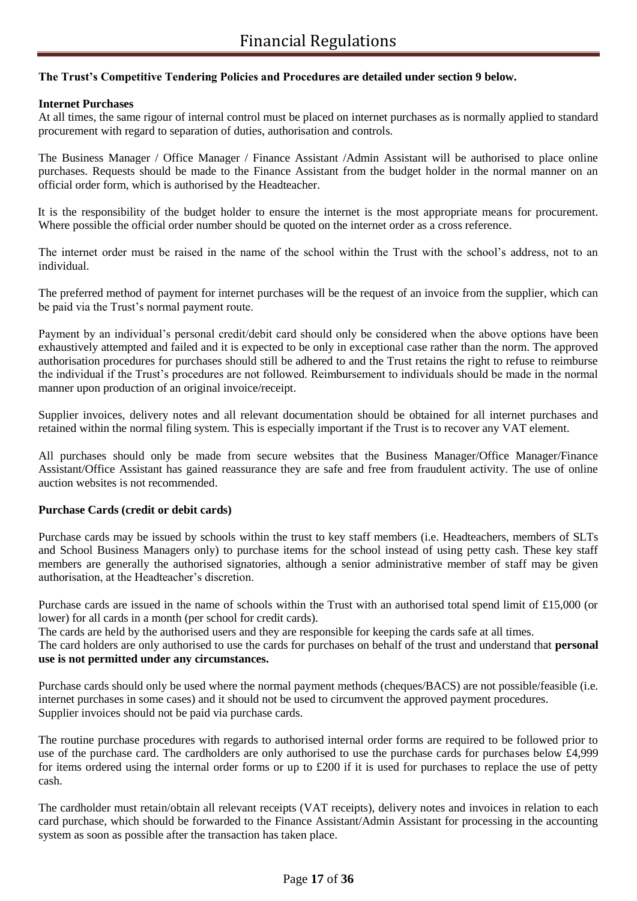**The Trust's Competitive Tendering Policies and Procedures are detailed under section 9 below.**

**Internet Purchases**

At all times, the same rigour of internal control must be placed on internet purchases as is normally applied to standard procurement with regard to separation of duties, authorisation and controls.

The Business Manager / Office Manager / Finance Assistant /Admin Assistant will be authorised to place online purchases. Requests should be made to the Finance Assistant from the budget holder in the normal manner on an official order form, which is authorised by the Headteacher.

It is the responsibility of the budget holder to ensure the internet is the most appropriate means for procurement. Where possible the official order number should be quoted on the internet order as a cross reference.

The internet order must be raised in the name of the school within the Trust with the school's address, not to an individual.

The preferred method of payment for internet purchases will be the request of an invoice from the supplier, which can be paid via the Trust's normal payment route.

Payment by an individual's personal credit/debit card should only be considered when the above options have been exhaustively attempted and failed and it is expected to be only in exceptional case rather than the norm. The approved authorisation procedures for purchases should still be adhered to and the Trust retains the right to refuse to reimburse the individual if the Trust's procedures are not followed. Reimbursement to individuals should be made in the normal manner upon production of an original invoice/receipt.

Supplier invoices, delivery notes and all relevant documentation should be obtained for all internet purchases and retained within the normal filing system. This is especially important if the Trust is to recover any VAT element.

All purchases should only be made from secure websites that the Business Manager/Office Manager/Finance Assistant/Office Assistant has gained reassurance they are safe and free from fraudulent activity. The use of online auction websites is not recommended.

**Purchase Cards (credit or debit cards)**

Purchase cards may be issued by schools within the trust to key staff members (i.e. Headteachers, members of SLTs and School Business Managers only) to purchase items for the school instead of using petty cash. These key staff members are generally the authorised signatories, although a senior administrative member of staff may be given authorisation, at the Headteacher's discretion.

Purchase cards are issued in the name of schools within the Trust with an authorised total spend limit of £15,000 (or lower) for all cards in a month (per school for credit cards).

The cards are held by the authorised users and they are responsible for keeping the cards safe at all times.

The card holders are only authorised to use the cards for purchases on behalf of the trust and understand that **personal use is not permitted under any circumstances.**

Purchase cards should only be used where the normal payment methods (cheques/BACS) are not possible/feasible (i.e. internet purchases in some cases) and it should not be used to circumvent the approved payment procedures.
Supplier invoices should not be paid via purchase cards.

The routine purchase procedures with regards to authorised internal order forms are required to be followed prior to use of the purchase card. The cardholders are only authorised to use the purchase cards for purchases below £4,999 for items ordered using the internal order forms or up to £200 if it is used for purchases to replace the use of petty cash.

The cardholder must retain/obtain all relevant receipts (VAT receipts), delivery notes and invoices in relation to each card purchase, which should be forwarded to the Finance Assistant/Admin Assistant for processing in the accounting system as soon as possible after the transaction has taken place.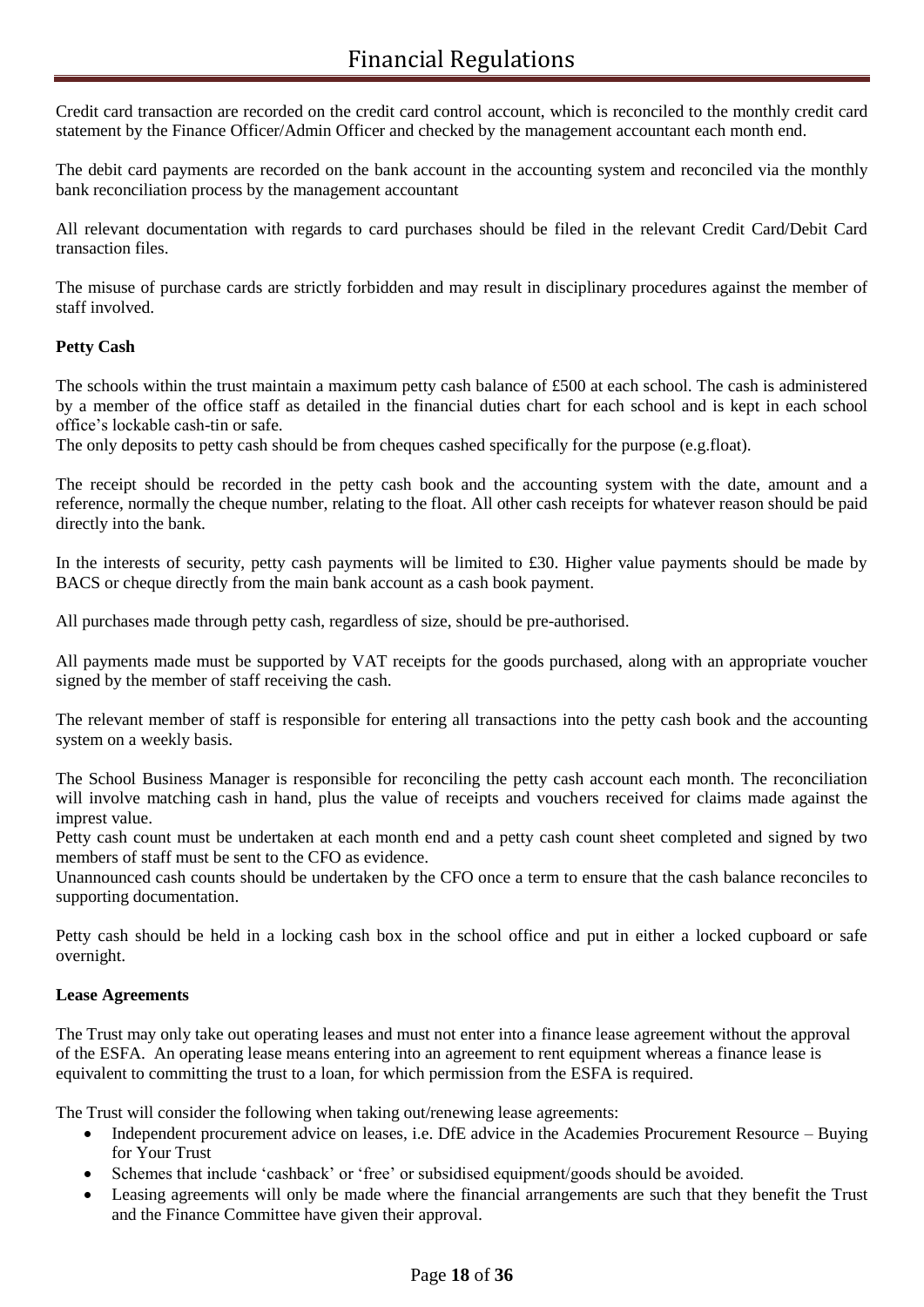Credit card transaction are recorded on the credit card control account, which is reconciled to the monthly credit card statement by the Finance Officer/Admin Officer and checked by the management accountant each month end.

The debit card payments are recorded on the bank account in the accounting system and reconciled via the monthly bank reconciliation process by the management accountant

All relevant documentation with regards to card purchases should be filed in the relevant Credit Card/Debit Card transaction files.

The misuse of purchase cards are strictly forbidden and may result in disciplinary procedures against the member of staff involved.

**Petty Cash**

The schools within the trust maintain a maximum petty cash balance of £500 at each school. The cash is administered by a member of the office staff as detailed in the financial duties chart for each school and is kept in each school office's lockable cash-tin or safe.
The only deposits to petty cash should be from cheques cashed specifically for the purpose (e.g.float).

The receipt should be recorded in the petty cash book and the accounting system with the date, amount and a reference, normally the cheque number, relating to the float. All other cash receipts for whatever reason should be paid directly into the bank.

In the interests of security, petty cash payments will be limited to £30. Higher value payments should be made by BACS or cheque directly from the main bank account as a cash book payment.

All purchases made through petty cash, regardless of size, should be pre-authorised.

All payments made must be supported by VAT receipts for the goods purchased, along with an appropriate voucher signed by the member of staff receiving the cash.

The relevant member of staff is responsible for entering all transactions into the petty cash book and the accounting system on a weekly basis.

The School Business Manager is responsible for reconciling the petty cash account each month. The reconciliation will involve matching cash in hand, plus the value of receipts and vouchers received for claims made against the imprest value.
Petty cash count must be undertaken at each month end and a petty cash count sheet completed and signed by two members of staff must be sent to the CFO as evidence.
Unannounced cash counts should be undertaken by the CFO once a term to ensure that the cash balance reconciles to supporting documentation.

Petty cash should be held in a locking cash box in the school office and put in either a locked cupboard or safe overnight.

**Lease Agreements**

The Trust may only take out operating leases and must not enter into a finance lease agreement without the approval of the ESFA. An operating lease means entering into an agreement to rent equipment whereas a finance lease is equivalent to committing the trust to a loan, for which permission from the ESFA is required.

The Trust will consider the following when taking out/renewing lease agreements:

- Independent procurement advice on leases, i.e. DfE advice in the Academies Procurement Resource – Buying for Your Trust
- Schemes that include 'cashback' or 'free' or subsidised equipment/goods should be avoided.
- Leasing agreements will only be made where the financial arrangements are such that they benefit the Trust and the Finance Committee have given their approval.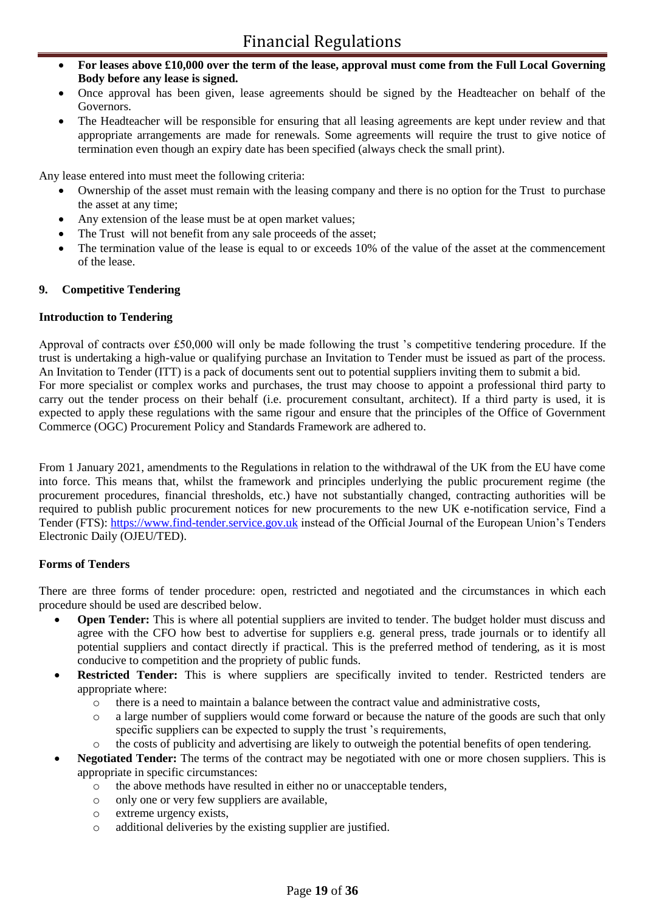- **For leases above £10,000 over the term of the lease, approval must come from the Full Local Governing Body before any lease is signed.**
- Once approval has been given, lease agreements should be signed by the Headteacher on behalf of the Governors.
- The Headteacher will be responsible for ensuring that all leasing agreements are kept under review and that appropriate arrangements are made for renewals. Some agreements will require the trust to give notice of termination even though an expiry date has been specified (always check the small print).

Any lease entered into must meet the following criteria:

- Ownership of the asset must remain with the leasing company and there is no option for the Trust to purchase the asset at any time;
- Any extension of the lease must be at open market values;
- The Trust will not benefit from any sale proceeds of the asset;
- The termination value of the lease is equal to or exceeds 10% of the value of the asset at the commencement of the lease.

## 9. Competitive Tendering

### Introduction to Tendering

Approval of contracts over £50,000 will only be made following the trust 's competitive tendering procedure. If the trust is undertaking a high-value or qualifying purchase an Invitation to Tender must be issued as part of the process. An Invitation to Tender (ITT) is a pack of documents sent out to potential suppliers inviting them to submit a bid.
For more specialist or complex works and purchases, the trust may choose to appoint a professional third party to carry out the tender process on their behalf (i.e. procurement consultant, architect). If a third party is used, it is expected to apply these regulations with the same rigour and ensure that the principles of the Office of Government Commerce (OGC) Procurement Policy and Standards Framework are adhered to.

From 1 January 2021, amendments to the Regulations in relation to the withdrawal of the UK from the EU have come into force. This means that, whilst the framework and principles underlying the public procurement regime (the procurement procedures, financial thresholds, etc.) have not substantially changed, contracting authorities will be required to publish public procurement notices for new procurements to the new UK e-notification service, Find a Tender (FTS): https://www.find-tender.service.gov.uk instead of the Official Journal of the European Union's Tenders Electronic Daily (OJEU/TED).

### Forms of Tenders

There are three forms of tender procedure: open, restricted and negotiated and the circumstances in which each procedure should be used are described below.

- **Open Tender:** This is where all potential suppliers are invited to tender. The budget holder must discuss and agree with the CFO how best to advertise for suppliers e.g. general press, trade journals or to identify all potential suppliers and contact directly if practical. This is the preferred method of tendering, as it is most conducive to competition and the propriety of public funds.
- **Restricted Tender:** This is where suppliers are specifically invited to tender. Restricted tenders are appropriate where:
  - there is a need to maintain a balance between the contract value and administrative costs,
  - a large number of suppliers would come forward or because the nature of the goods are such that only specific suppliers can be expected to supply the trust 's requirements,
  - the costs of publicity and advertising are likely to outweigh the potential benefits of open tendering.
- **Negotiated Tender:** The terms of the contract may be negotiated with one or more chosen suppliers. This is appropriate in specific circumstances:
  - the above methods have resulted in either no or unacceptable tenders,
  - only one or very few suppliers are available,
  - extreme urgency exists,
  - additional deliveries by the existing supplier are justified.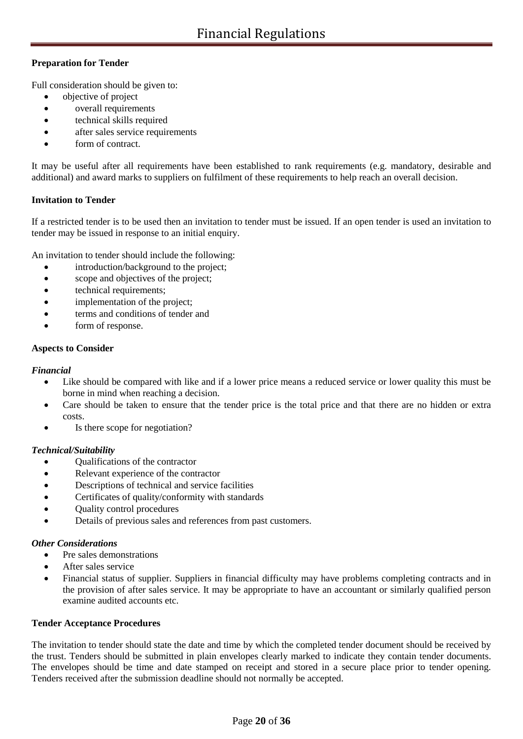**Preparation for Tender**

Full consideration should be given to:

- objective of project
- overall requirements
- technical skills required
- after sales service requirements
- form of contract.

It may be useful after all requirements have been established to rank requirements (e.g. mandatory, desirable and additional) and award marks to suppliers on fulfilment of these requirements to help reach an overall decision.

**Invitation to Tender**

If a restricted tender is to be used then an invitation to tender must be issued. If an open tender is used an invitation to tender may be issued in response to an initial enquiry.

An invitation to tender should include the following:

- introduction/background to the project;
- scope and objectives of the project;
- technical requirements;
- implementation of the project;
- terms and conditions of tender and
- form of response.

**Aspects to Consider**

***Financial***

- Like should be compared with like and if a lower price means a reduced service or lower quality this must be borne in mind when reaching a decision.
- Care should be taken to ensure that the tender price is the total price and that there are no hidden or extra costs.
- Is there scope for negotiation?

***Technical/Suitability***

- Qualifications of the contractor
- Relevant experience of the contractor
- Descriptions of technical and service facilities
- Certificates of quality/conformity with standards
- Quality control procedures
- Details of previous sales and references from past customers.

***Other Considerations***

- Pre sales demonstrations
- After sales service
- Financial status of supplier. Suppliers in financial difficulty may have problems completing contracts and in the provision of after sales service. It may be appropriate to have an accountant or similarly qualified person examine audited accounts etc.

**Tender Acceptance Procedures**

The invitation to tender should state the date and time by which the completed tender document should be received by the trust. Tenders should be submitted in plain envelopes clearly marked to indicate they contain tender documents. The envelopes should be time and date stamped on receipt and stored in a secure place prior to tender opening. Tenders received after the submission deadline should not normally be accepted.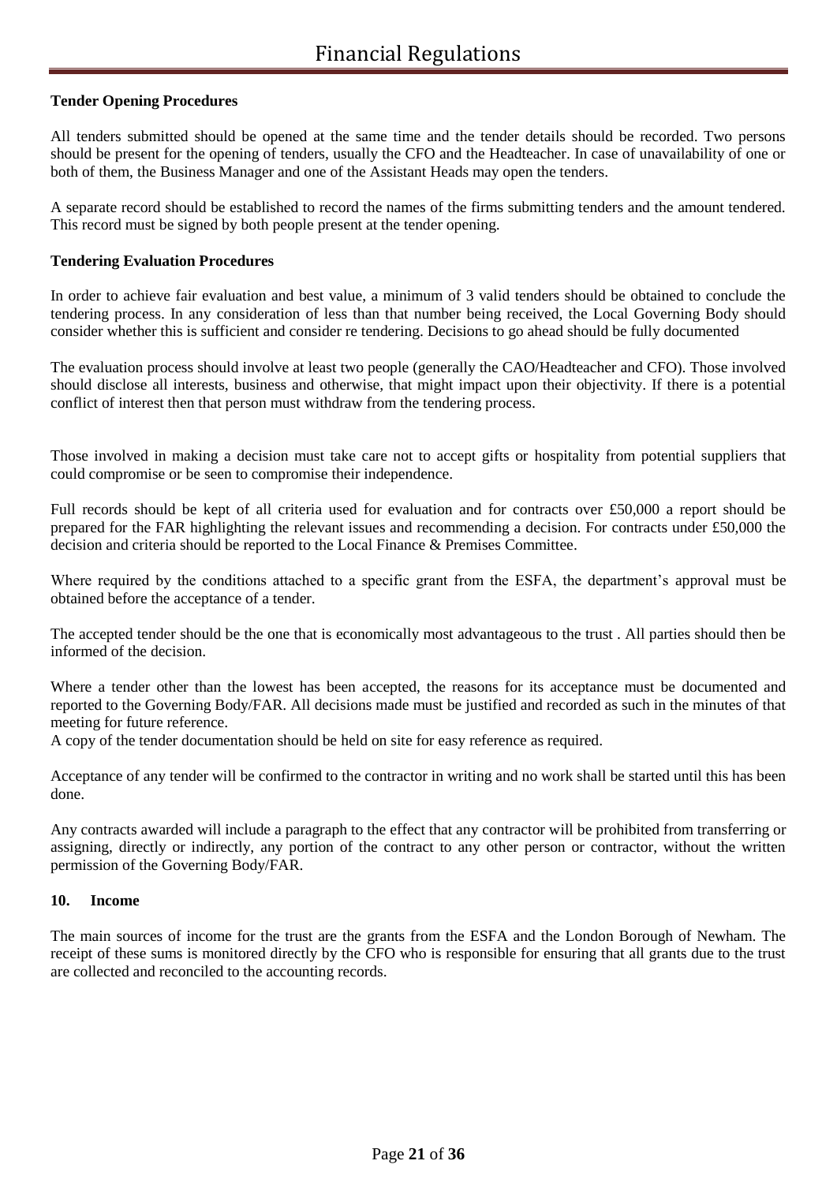**Tender Opening Procedures**

All tenders submitted should be opened at the same time and the tender details should be recorded. Two persons should be present for the opening of tenders, usually the CFO and the Headteacher. In case of unavailability of one or both of them, the Business Manager and one of the Assistant Heads may open the tenders.

A separate record should be established to record the names of the firms submitting tenders and the amount tendered. This record must be signed by both people present at the tender opening.

**Tendering Evaluation Procedures**

In order to achieve fair evaluation and best value, a minimum of 3 valid tenders should be obtained to conclude the tendering process. In any consideration of less than that number being received, the Local Governing Body should consider whether this is sufficient and consider re tendering. Decisions to go ahead should be fully documented

The evaluation process should involve at least two people (generally the CAO/Headteacher and CFO). Those involved should disclose all interests, business and otherwise, that might impact upon their objectivity. If there is a potential conflict of interest then that person must withdraw from the tendering process.

Those involved in making a decision must take care not to accept gifts or hospitality from potential suppliers that could compromise or be seen to compromise their independence.

Full records should be kept of all criteria used for evaluation and for contracts over £50,000 a report should be prepared for the FAR highlighting the relevant issues and recommending a decision. For contracts under £50,000 the decision and criteria should be reported to the Local Finance & Premises Committee.

Where required by the conditions attached to a specific grant from the ESFA, the department's approval must be obtained before the acceptance of a tender.

The accepted tender should be the one that is economically most advantageous to the trust . All parties should then be informed of the decision.

Where a tender other than the lowest has been accepted, the reasons for its acceptance must be documented and reported to the Governing Body/FAR. All decisions made must be justified and recorded as such in the minutes of that meeting for future reference.

A copy of the tender documentation should be held on site for easy reference as required.

Acceptance of any tender will be confirmed to the contractor in writing and no work shall be started until this has been done.

Any contracts awarded will include a paragraph to the effect that any contractor will be prohibited from transferring or assigning, directly or indirectly, any portion of the contract to any other person or contractor, without the written permission of the Governing Body/FAR.

## 10. Income

The main sources of income for the trust are the grants from the ESFA and the London Borough of Newham. The receipt of these sums is monitored directly by the CFO who is responsible for ensuring that all grants due to the trust are collected and reconciled to the accounting records.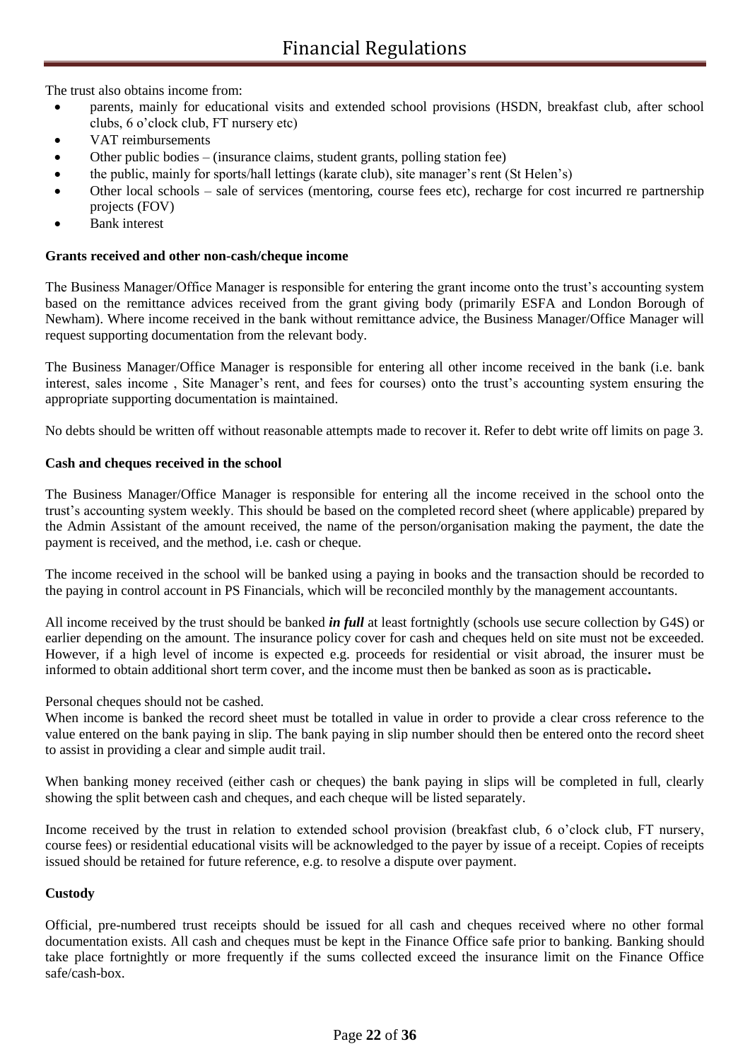The trust also obtains income from:

- parents, mainly for educational visits and extended school provisions (HSDN, breakfast club, after school clubs, 6 o'clock club, FT nursery etc)
- VAT reimbursements
- Other public bodies – (insurance claims, student grants, polling station fee)
- the public, mainly for sports/hall lettings (karate club), site manager's rent (St Helen's)
- Other local schools – sale of services (mentoring, course fees etc), recharge for cost incurred re partnership projects (FOV)
- Bank interest

**Grants received and other non-cash/cheque income**

The Business Manager/Office Manager is responsible for entering the grant income onto the trust's accounting system based on the remittance advices received from the grant giving body (primarily ESFA and London Borough of Newham). Where income received in the bank without remittance advice, the Business Manager/Office Manager will request supporting documentation from the relevant body.

The Business Manager/Office Manager is responsible for entering all other income received in the bank (i.e. bank interest, sales income , Site Manager's rent, and fees for courses) onto the trust's accounting system ensuring the appropriate supporting documentation is maintained.

No debts should be written off without reasonable attempts made to recover it. Refer to debt write off limits on page 3.

**Cash and cheques received in the school**

The Business Manager/Office Manager is responsible for entering all the income received in the school onto the trust's accounting system weekly. This should be based on the completed record sheet (where applicable) prepared by the Admin Assistant of the amount received, the name of the person/organisation making the payment, the date the payment is received, and the method, i.e. cash or cheque.

The income received in the school will be banked using a paying in books and the transaction should be recorded to the paying in control account in PS Financials, which will be reconciled monthly by the management accountants.

All income received by the trust should be banked ***in full*** at least fortnightly (schools use secure collection by G4S) or earlier depending on the amount. The insurance policy cover for cash and cheques held on site must not be exceeded. However, if a high level of income is expected e.g. proceeds for residential or visit abroad, the insurer must be informed to obtain additional short term cover, and the income must then be banked as soon as is practicable**.**

Personal cheques should not be cashed.
When income is banked the record sheet must be totalled in value in order to provide a clear cross reference to the value entered on the bank paying in slip. The bank paying in slip number should then be entered onto the record sheet to assist in providing a clear and simple audit trail.

When banking money received (either cash or cheques) the bank paying in slips will be completed in full, clearly showing the split between cash and cheques, and each cheque will be listed separately.

Income received by the trust in relation to extended school provision (breakfast club, 6 o'clock club, FT nursery, course fees) or residential educational visits will be acknowledged to the payer by issue of a receipt. Copies of receipts issued should be retained for future reference, e.g. to resolve a dispute over payment.

**Custody**

Official, pre-numbered trust receipts should be issued for all cash and cheques received where no other formal documentation exists. All cash and cheques must be kept in the Finance Office safe prior to banking. Banking should take place fortnightly or more frequently if the sums collected exceed the insurance limit on the Finance Office safe/cash-box.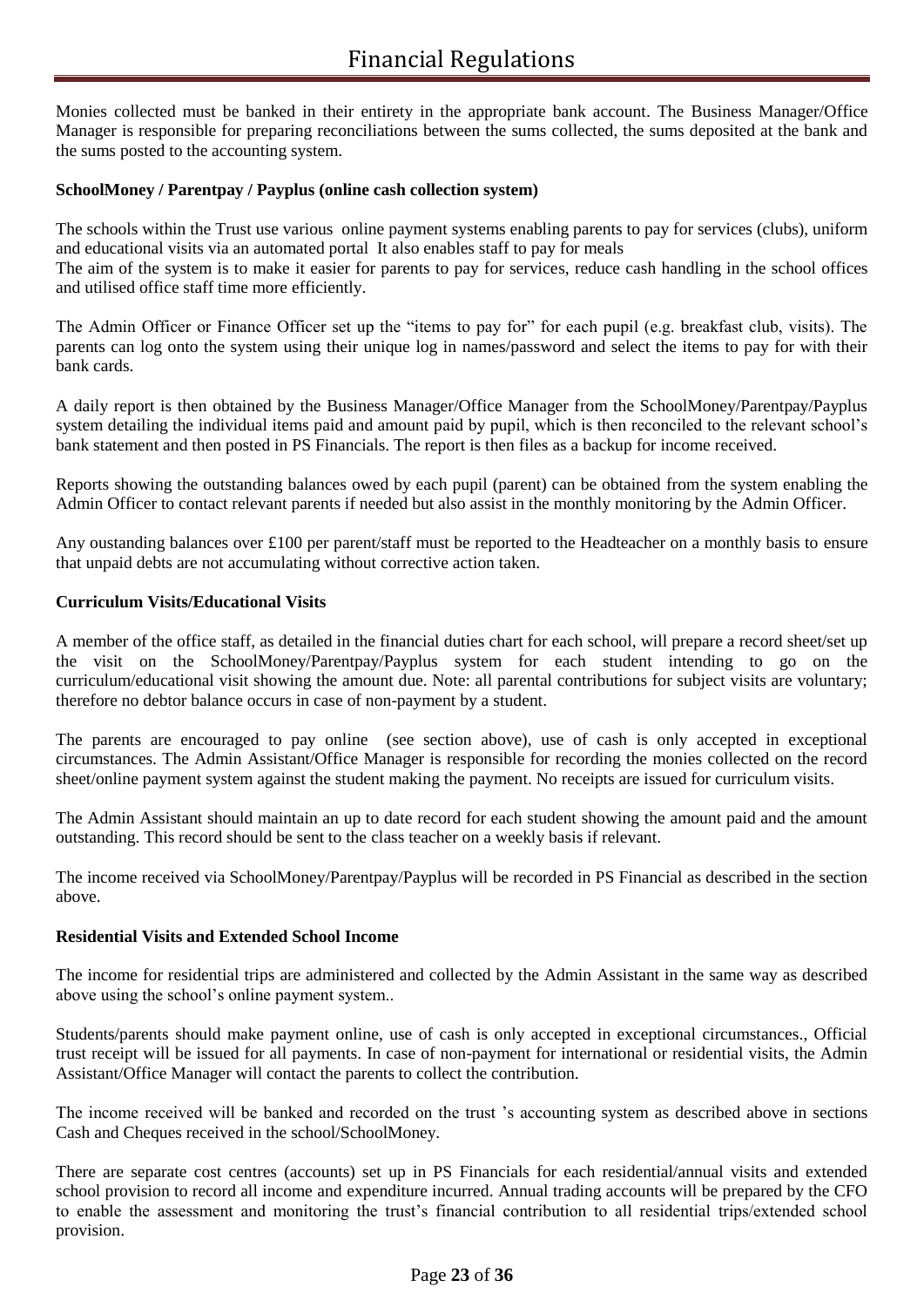Monies collected must be banked in their entirety in the appropriate bank account. The Business Manager/Office Manager is responsible for preparing reconciliations between the sums collected, the sums deposited at the bank and the sums posted to the accounting system.

**SchoolMoney / Parentpay / Payplus (online cash collection system)**

The schools within the Trust use various online payment systems enabling parents to pay for services (clubs), uniform and educational visits via an automated portal It also enables staff to pay for meals
The aim of the system is to make it easier for parents to pay for services, reduce cash handling in the school offices and utilised office staff time more efficiently.

The Admin Officer or Finance Officer set up the "items to pay for" for each pupil (e.g. breakfast club, visits). The parents can log onto the system using their unique log in names/password and select the items to pay for with their bank cards.

A daily report is then obtained by the Business Manager/Office Manager from the SchoolMoney/Parentpay/Payplus system detailing the individual items paid and amount paid by pupil, which is then reconciled to the relevant school's bank statement and then posted in PS Financials. The report is then files as a backup for income received.

Reports showing the outstanding balances owed by each pupil (parent) can be obtained from the system enabling the Admin Officer to contact relevant parents if needed but also assist in the monthly monitoring by the Admin Officer.

Any oustanding balances over £100 per parent/staff must be reported to the Headteacher on a monthly basis to ensure that unpaid debts are not accumulating without corrective action taken.

**Curriculum Visits/Educational Visits**

A member of the office staff, as detailed in the financial duties chart for each school, will prepare a record sheet/set up the visit on the SchoolMoney/Parentpay/Payplus system for each student intending to go on the curriculum/educational visit showing the amount due. Note: all parental contributions for subject visits are voluntary; therefore no debtor balance occurs in case of non-payment by a student.

The parents are encouraged to pay online (see section above), use of cash is only accepted in exceptional circumstances. The Admin Assistant/Office Manager is responsible for recording the monies collected on the record sheet/online payment system against the student making the payment. No receipts are issued for curriculum visits.

The Admin Assistant should maintain an up to date record for each student showing the amount paid and the amount outstanding. This record should be sent to the class teacher on a weekly basis if relevant.

The income received via SchoolMoney/Parentpay/Payplus will be recorded in PS Financial as described in the section above.

**Residential Visits and Extended School Income**

The income for residential trips are administered and collected by the Admin Assistant in the same way as described above using the school's online payment system..

Students/parents should make payment online, use of cash is only accepted in exceptional circumstances., Official trust receipt will be issued for all payments. In case of non-payment for international or residential visits, the Admin Assistant/Office Manager will contact the parents to collect the contribution.

The income received will be banked and recorded on the trust 's accounting system as described above in sections Cash and Cheques received in the school/SchoolMoney.

There are separate cost centres (accounts) set up in PS Financials for each residential/annual visits and extended school provision to record all income and expenditure incurred. Annual trading accounts will be prepared by the CFO to enable the assessment and monitoring the trust's financial contribution to all residential trips/extended school provision.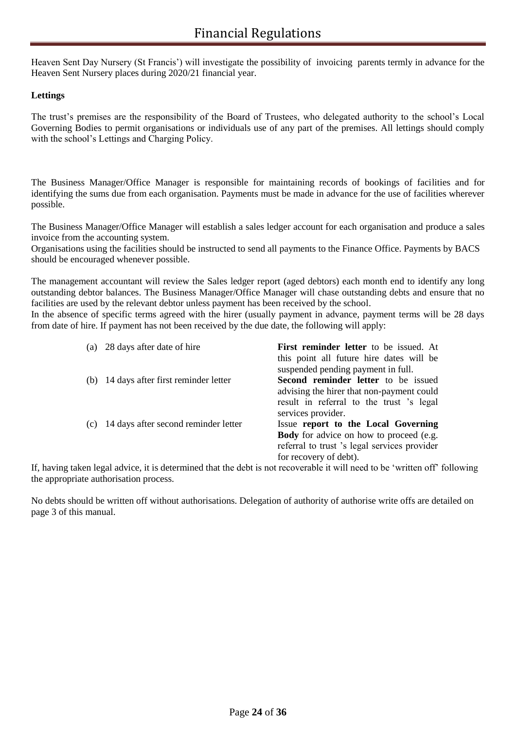Heaven Sent Day Nursery (St Francis') will investigate the possibility of invoicing parents termly in advance for the Heaven Sent Nursery places during 2020/21 financial year.

**Lettings**

The trust's premises are the responsibility of the Board of Trustees, who delegated authority to the school's Local Governing Bodies to permit organisations or individuals use of any part of the premises. All lettings should comply with the school's Lettings and Charging Policy.

The Business Manager/Office Manager is responsible for maintaining records of bookings of facilities and for identifying the sums due from each organisation. Payments must be made in advance for the use of facilities wherever possible.

The Business Manager/Office Manager will establish a sales ledger account for each organisation and produce a sales invoice from the accounting system.
Organisations using the facilities should be instructed to send all payments to the Finance Office. Payments by BACS should be encouraged whenever possible.

The management accountant will review the Sales ledger report (aged debtors) each month end to identify any long outstanding debtor balances. The Business Manager/Office Manager will chase outstanding debts and ensure that no facilities are used by the relevant debtor unless payment has been received by the school.
In the absence of specific terms agreed with the hirer (usually payment in advance, payment terms will be 28 days from date of hire. If payment has not been received by the due date, the following will apply:

| | |
|---|---|
| (a) 28 days after date of hire | **First reminder letter** to be issued. At this point all future hire dates will be suspended pending payment in full. |
| (b) 14 days after first reminder letter | **Second reminder letter** to be issued advising the hirer that non-payment could result in referral to the trust 's legal services provider. |
| (c) 14 days after second reminder letter | Issue **report to the Local Governing Body** for advice on how to proceed (e.g. referral to trust 's legal services provider for recovery of debt). |

If, having taken legal advice, it is determined that the debt is not recoverable it will need to be 'written off' following the appropriate authorisation process.

No debts should be written off without authorisations. Delegation of authority of authorise write offs are detailed on page 3 of this manual.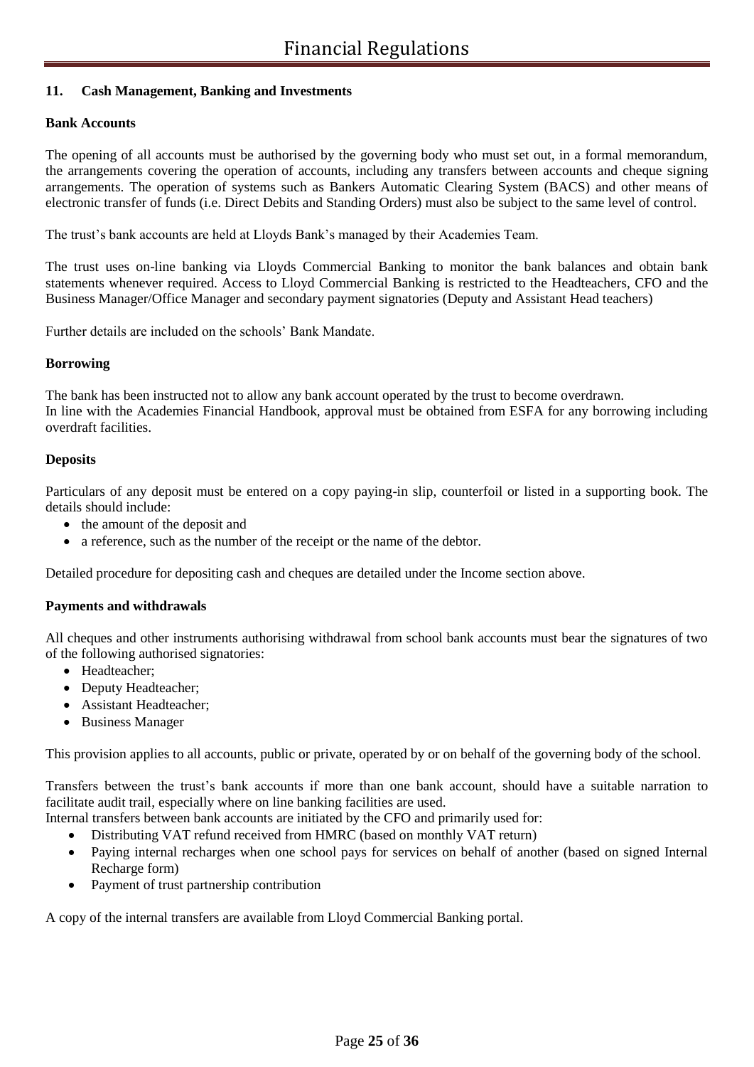## 11. Cash Management, Banking and Investments

### Bank Accounts

The opening of all accounts must be authorised by the governing body who must set out, in a formal memorandum, the arrangements covering the operation of accounts, including any transfers between accounts and cheque signing arrangements. The operation of systems such as Bankers Automatic Clearing System (BACS) and other means of electronic transfer of funds (i.e. Direct Debits and Standing Orders) must also be subject to the same level of control.

The trust's bank accounts are held at Lloyds Bank's managed by their Academies Team.

The trust uses on-line banking via Lloyds Commercial Banking to monitor the bank balances and obtain bank statements whenever required. Access to Lloyd Commercial Banking is restricted to the Headteachers, CFO and the Business Manager/Office Manager and secondary payment signatories (Deputy and Assistant Head teachers)

Further details are included on the schools' Bank Mandate.

### Borrowing

The bank has been instructed not to allow any bank account operated by the trust to become overdrawn.
In line with the Academies Financial Handbook, approval must be obtained from ESFA for any borrowing including overdraft facilities.

### Deposits

Particulars of any deposit must be entered on a copy paying-in slip, counterfoil or listed in a supporting book. The details should include:

- the amount of the deposit and
- a reference, such as the number of the receipt or the name of the debtor.

Detailed procedure for depositing cash and cheques are detailed under the Income section above.

### Payments and withdrawals

All cheques and other instruments authorising withdrawal from school bank accounts must bear the signatures of two of the following authorised signatories:

- Headteacher;
- Deputy Headteacher;
- Assistant Headteacher;
- Business Manager

This provision applies to all accounts, public or private, operated by or on behalf of the governing body of the school.

Transfers between the trust's bank accounts if more than one bank account, should have a suitable narration to facilitate audit trail, especially where on line banking facilities are used.
Internal transfers between bank accounts are initiated by the CFO and primarily used for:

- Distributing VAT refund received from HMRC (based on monthly VAT return)
- Paying internal recharges when one school pays for services on behalf of another (based on signed Internal Recharge form)
- Payment of trust partnership contribution

A copy of the internal transfers are available from Lloyd Commercial Banking portal.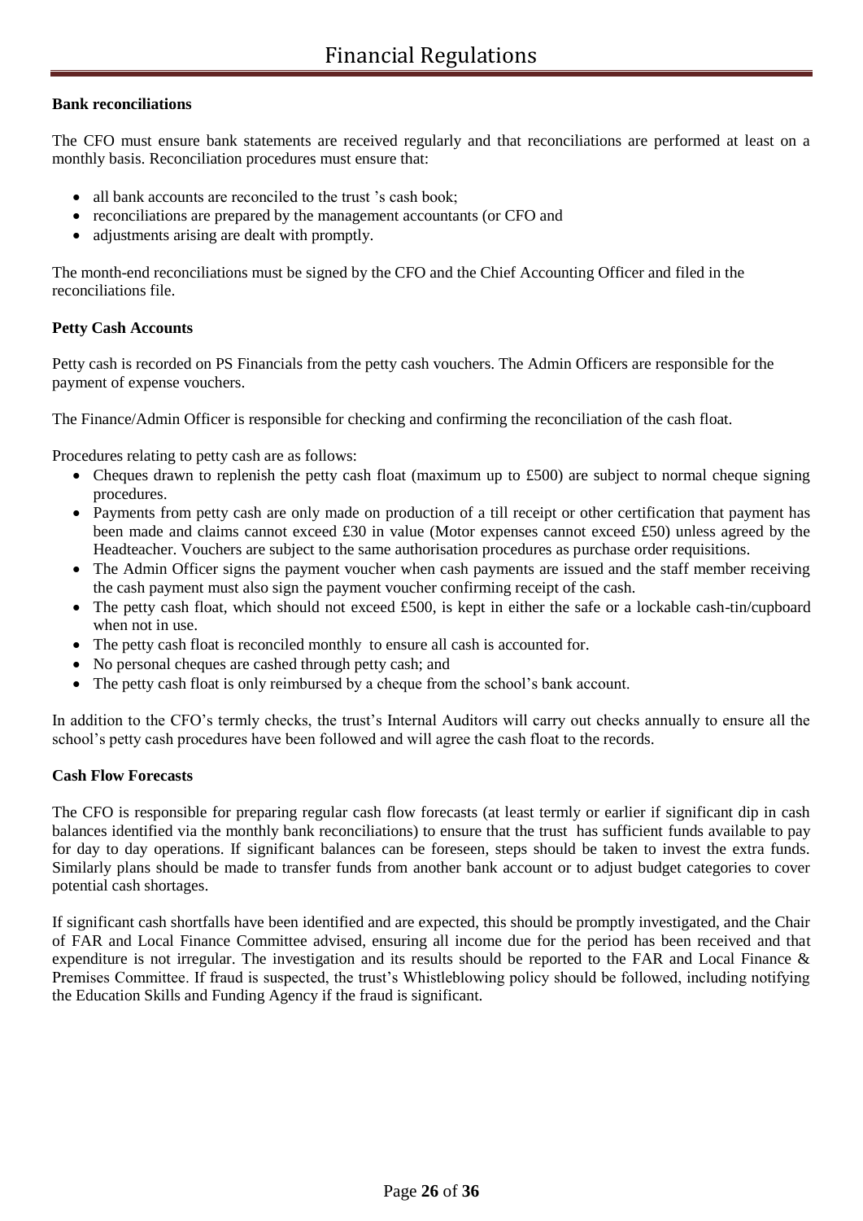### Bank reconciliations

The CFO must ensure bank statements are received regularly and that reconciliations are performed at least on a monthly basis. Reconciliation procedures must ensure that:

- all bank accounts are reconciled to the trust 's cash book;
- reconciliations are prepared by the management accountants (or CFO and
- adjustments arising are dealt with promptly.

The month-end reconciliations must be signed by the CFO and the Chief Accounting Officer and filed in the reconciliations file.

### Petty Cash Accounts

Petty cash is recorded on PS Financials from the petty cash vouchers. The Admin Officers are responsible for the payment of expense vouchers.

The Finance/Admin Officer is responsible for checking and confirming the reconciliation of the cash float.

Procedures relating to petty cash are as follows:

- Cheques drawn to replenish the petty cash float (maximum up to £500) are subject to normal cheque signing procedures.
- Payments from petty cash are only made on production of a till receipt or other certification that payment has been made and claims cannot exceed £30 in value (Motor expenses cannot exceed £50) unless agreed by the Headteacher. Vouchers are subject to the same authorisation procedures as purchase order requisitions.
- The Admin Officer signs the payment voucher when cash payments are issued and the staff member receiving the cash payment must also sign the payment voucher confirming receipt of the cash.
- The petty cash float, which should not exceed £500, is kept in either the safe or a lockable cash-tin/cupboard when not in use.
- The petty cash float is reconciled monthly to ensure all cash is accounted for.
- No personal cheques are cashed through petty cash; and
- The petty cash float is only reimbursed by a cheque from the school's bank account.

In addition to the CFO's termly checks, the trust's Internal Auditors will carry out checks annually to ensure all the school's petty cash procedures have been followed and will agree the cash float to the records.

### Cash Flow Forecasts

The CFO is responsible for preparing regular cash flow forecasts (at least termly or earlier if significant dip in cash balances identified via the monthly bank reconciliations) to ensure that the trust has sufficient funds available to pay for day to day operations. If significant balances can be foreseen, steps should be taken to invest the extra funds. Similarly plans should be made to transfer funds from another bank account or to adjust budget categories to cover potential cash shortages.

If significant cash shortfalls have been identified and are expected, this should be promptly investigated, and the Chair of FAR and Local Finance Committee advised, ensuring all income due for the period has been received and that expenditure is not irregular. The investigation and its results should be reported to the FAR and Local Finance & Premises Committee. If fraud is suspected, the trust's Whistleblowing policy should be followed, including notifying the Education Skills and Funding Agency if the fraud is significant.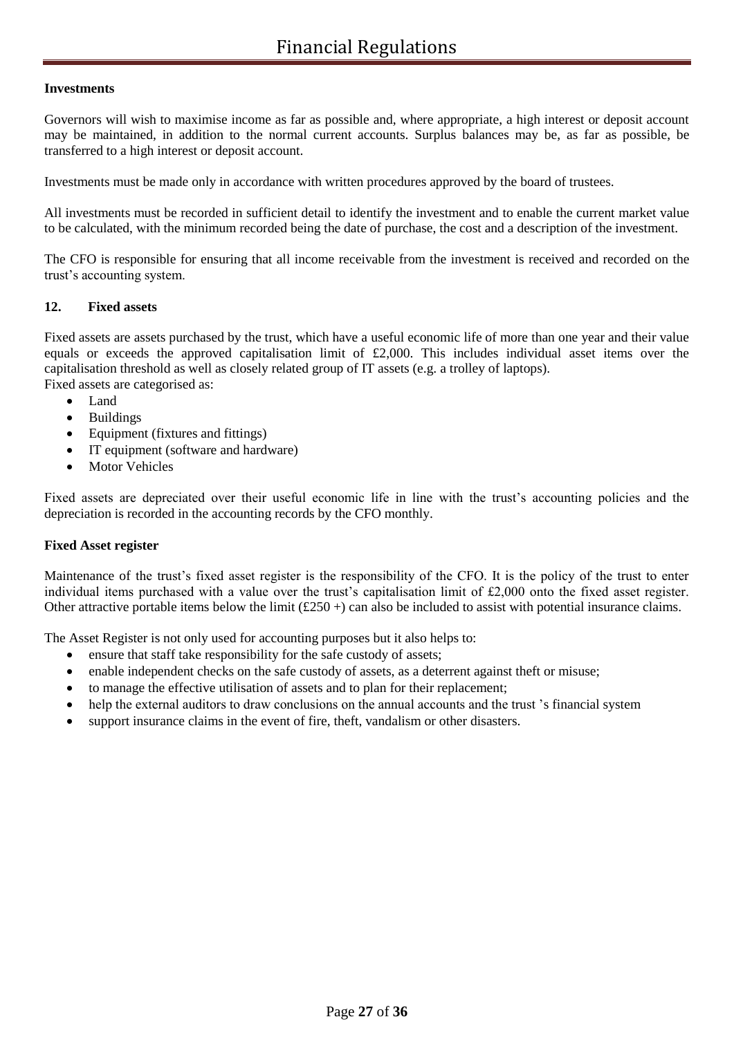**Investments**

Governors will wish to maximise income as far as possible and, where appropriate, a high interest or deposit account may be maintained, in addition to the normal current accounts. Surplus balances may be, as far as possible, be transferred to a high interest or deposit account.

Investments must be made only in accordance with written procedures approved by the board of trustees.

All investments must be recorded in sufficient detail to identify the investment and to enable the current market value to be calculated, with the minimum recorded being the date of purchase, the cost and a description of the investment.

The CFO is responsible for ensuring that all income receivable from the investment is received and recorded on the trust's accounting system.

## 12. Fixed assets

Fixed assets are assets purchased by the trust, which have a useful economic life of more than one year and their value equals or exceeds the approved capitalisation limit of £2,000. This includes individual asset items over the capitalisation threshold as well as closely related group of IT assets (e.g. a trolley of laptops).
Fixed assets are categorised as:

- Land
- Buildings
- Equipment (fixtures and fittings)
- IT equipment (software and hardware)
- Motor Vehicles

Fixed assets are depreciated over their useful economic life in line with the trust's accounting policies and the depreciation is recorded in the accounting records by the CFO monthly.

**Fixed Asset register**

Maintenance of the trust's fixed asset register is the responsibility of the CFO. It is the policy of the trust to enter individual items purchased with a value over the trust's capitalisation limit of £2,000 onto the fixed asset register. Other attractive portable items below the limit (£250 +) can also be included to assist with potential insurance claims.

The Asset Register is not only used for accounting purposes but it also helps to:

- ensure that staff take responsibility for the safe custody of assets;
- enable independent checks on the safe custody of assets, as a deterrent against theft or misuse;
- to manage the effective utilisation of assets and to plan for their replacement;
- help the external auditors to draw conclusions on the annual accounts and the trust 's financial system
- support insurance claims in the event of fire, theft, vandalism or other disasters.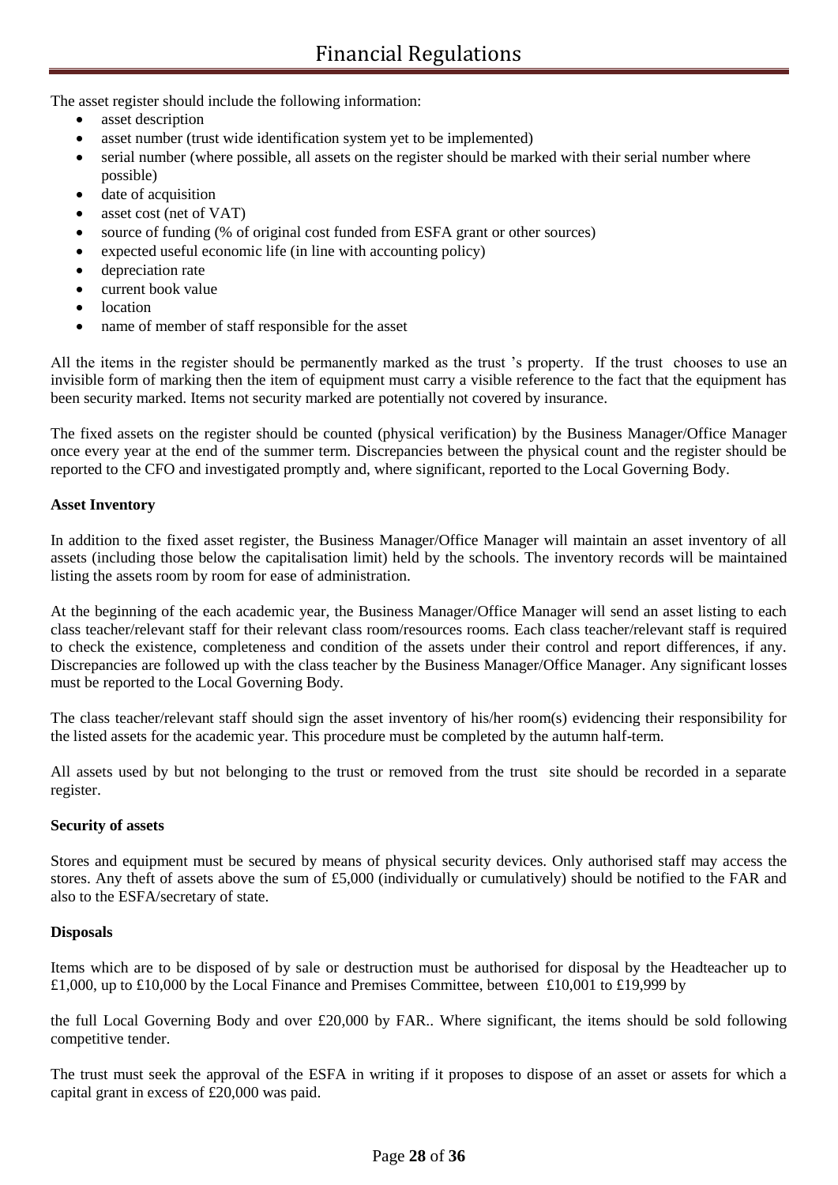The asset register should include the following information:

- asset description
- asset number (trust wide identification system yet to be implemented)
- serial number (where possible, all assets on the register should be marked with their serial number where possible)
- date of acquisition
- asset cost (net of VAT)
- source of funding (% of original cost funded from ESFA grant or other sources)
- expected useful economic life (in line with accounting policy)
- depreciation rate
- current book value
- location
- name of member of staff responsible for the asset

All the items in the register should be permanently marked as the trust 's property. If the trust chooses to use an invisible form of marking then the item of equipment must carry a visible reference to the fact that the equipment has been security marked. Items not security marked are potentially not covered by insurance.

The fixed assets on the register should be counted (physical verification) by the Business Manager/Office Manager once every year at the end of the summer term. Discrepancies between the physical count and the register should be reported to the CFO and investigated promptly and, where significant, reported to the Local Governing Body.

**Asset Inventory**

In addition to the fixed asset register, the Business Manager/Office Manager will maintain an asset inventory of all assets (including those below the capitalisation limit) held by the schools. The inventory records will be maintained listing the assets room by room for ease of administration.

At the beginning of the each academic year, the Business Manager/Office Manager will send an asset listing to each class teacher/relevant staff for their relevant class room/resources rooms. Each class teacher/relevant staff is required to check the existence, completeness and condition of the assets under their control and report differences, if any. Discrepancies are followed up with the class teacher by the Business Manager/Office Manager. Any significant losses must be reported to the Local Governing Body.

The class teacher/relevant staff should sign the asset inventory of his/her room(s) evidencing their responsibility for the listed assets for the academic year. This procedure must be completed by the autumn half-term.

All assets used by but not belonging to the trust or removed from the trust site should be recorded in a separate register.

**Security of assets**

Stores and equipment must be secured by means of physical security devices. Only authorised staff may access the stores. Any theft of assets above the sum of £5,000 (individually or cumulatively) should be notified to the FAR and also to the ESFA/secretary of state.

**Disposals**

Items which are to be disposed of by sale or destruction must be authorised for disposal by the Headteacher up to £1,000, up to £10,000 by the Local Finance and Premises Committee, between £10,001 to £19,999 by

the full Local Governing Body and over £20,000 by FAR.. Where significant, the items should be sold following competitive tender.

The trust must seek the approval of the ESFA in writing if it proposes to dispose of an asset or assets for which a capital grant in excess of £20,000 was paid.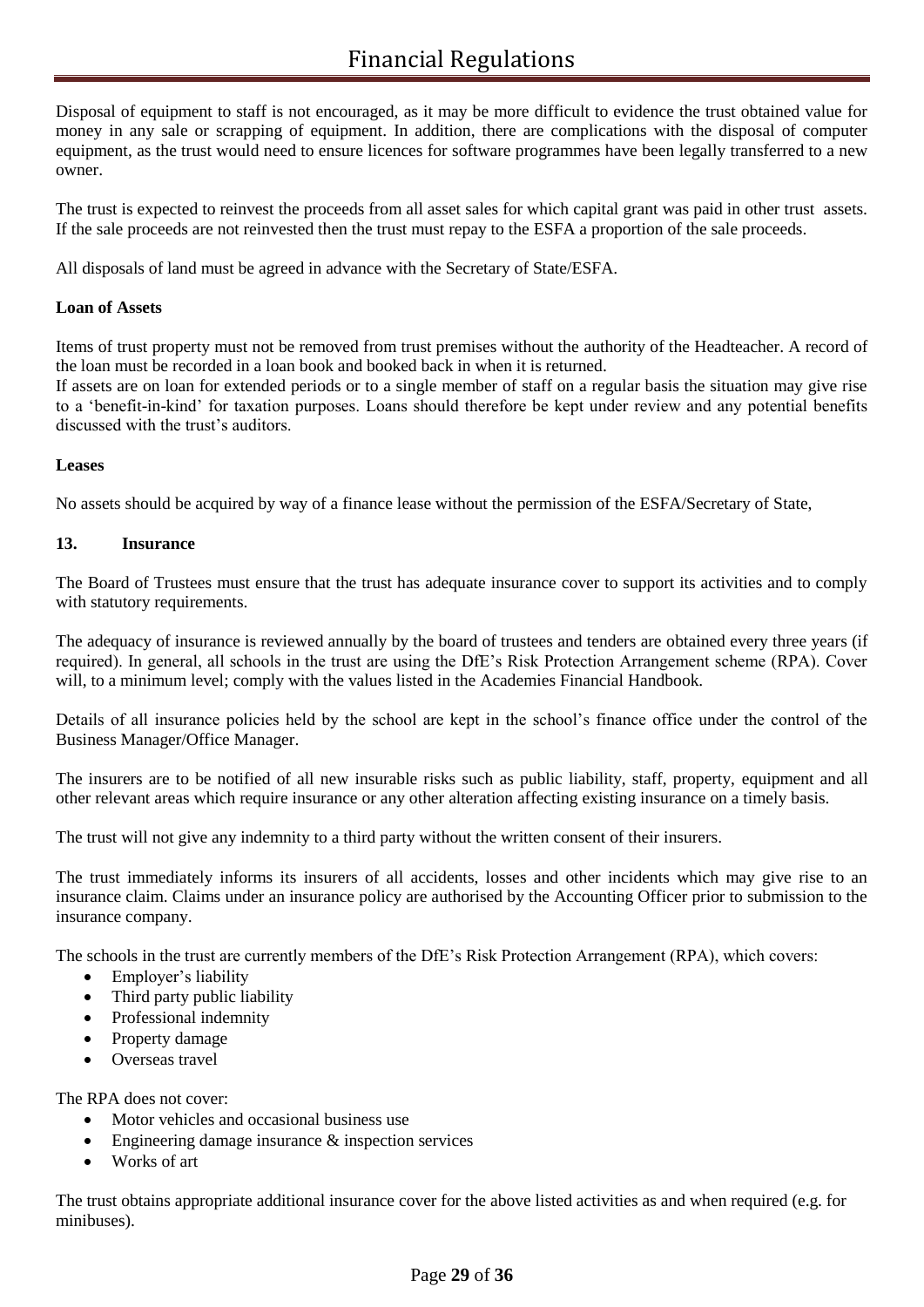Disposal of equipment to staff is not encouraged, as it may be more difficult to evidence the trust obtained value for money in any sale or scrapping of equipment. In addition, there are complications with the disposal of computer equipment, as the trust would need to ensure licences for software programmes have been legally transferred to a new owner.

The trust is expected to reinvest the proceeds from all asset sales for which capital grant was paid in other trust assets. If the sale proceeds are not reinvested then the trust must repay to the ESFA a proportion of the sale proceeds.

All disposals of land must be agreed in advance with the Secretary of State/ESFA.

**Loan of Assets**

Items of trust property must not be removed from trust premises without the authority of the Headteacher. A record of the loan must be recorded in a loan book and booked back in when it is returned.
If assets are on loan for extended periods or to a single member of staff on a regular basis the situation may give rise to a 'benefit-in-kind' for taxation purposes. Loans should therefore be kept under review and any potential benefits discussed with the trust's auditors.

**Leases**

No assets should be acquired by way of a finance lease without the permission of the ESFA/Secretary of State,

## 13. Insurance

The Board of Trustees must ensure that the trust has adequate insurance cover to support its activities and to comply with statutory requirements.

The adequacy of insurance is reviewed annually by the board of trustees and tenders are obtained every three years (if required). In general, all schools in the trust are using the DfE's Risk Protection Arrangement scheme (RPA). Cover will, to a minimum level; comply with the values listed in the Academies Financial Handbook.

Details of all insurance policies held by the school are kept in the school's finance office under the control of the Business Manager/Office Manager.

The insurers are to be notified of all new insurable risks such as public liability, staff, property, equipment and all other relevant areas which require insurance or any other alteration affecting existing insurance on a timely basis.

The trust will not give any indemnity to a third party without the written consent of their insurers.

The trust immediately informs its insurers of all accidents, losses and other incidents which may give rise to an insurance claim. Claims under an insurance policy are authorised by the Accounting Officer prior to submission to the insurance company.

The schools in the trust are currently members of the DfE's Risk Protection Arrangement (RPA), which covers:

- Employer's liability
- Third party public liability
- Professional indemnity
- Property damage
- Overseas travel

The RPA does not cover:

- Motor vehicles and occasional business use
- Engineering damage insurance & inspection services
- Works of art

The trust obtains appropriate additional insurance cover for the above listed activities as and when required (e.g. for minibuses).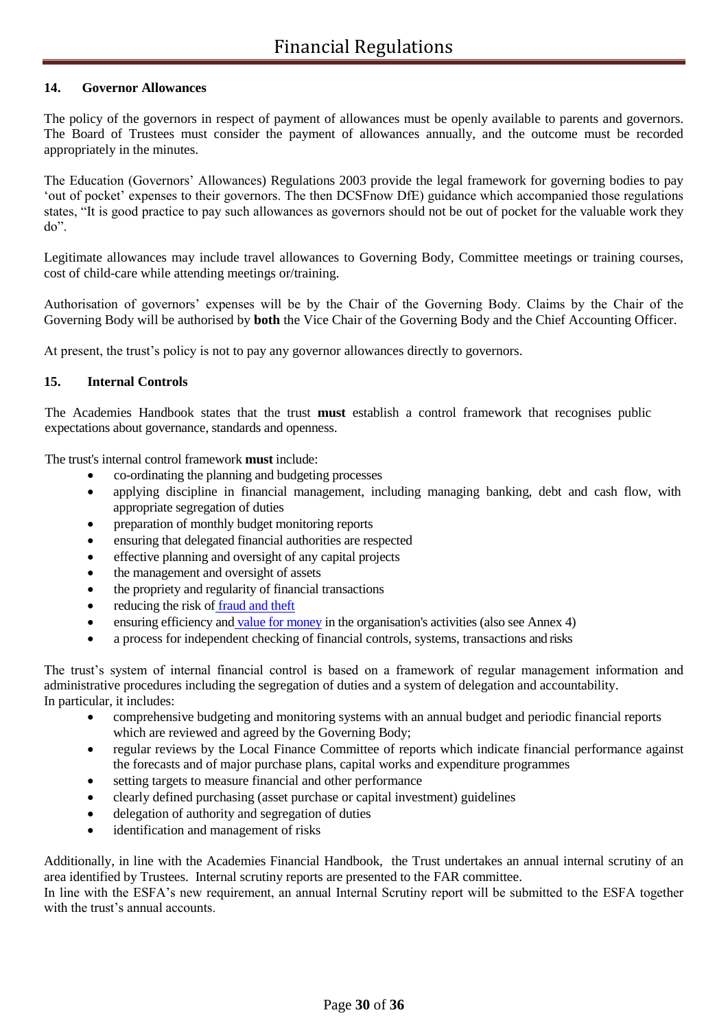## 14. Governor Allowances

The policy of the governors in respect of payment of allowances must be openly available to parents and governors. The Board of Trustees must consider the payment of allowances annually, and the outcome must be recorded appropriately in the minutes.

The Education (Governors' Allowances) Regulations 2003 provide the legal framework for governing bodies to pay 'out of pocket' expenses to their governors. The then DCSFnow DfE) guidance which accompanied those regulations states, "It is good practice to pay such allowances as governors should not be out of pocket for the valuable work they do".

Legitimate allowances may include travel allowances to Governing Body, Committee meetings or training courses, cost of child-care while attending meetings or/training.

Authorisation of governors' expenses will be by the Chair of the Governing Body. Claims by the Chair of the Governing Body will be authorised by **both** the Vice Chair of the Governing Body and the Chief Accounting Officer.

At present, the trust's policy is not to pay any governor allowances directly to governors.

## 15. Internal Controls

The Academies Handbook states that the trust **must** establish a control framework that recognises public expectations about governance, standards and openness.

The trust's internal control framework **must** include:

- co-ordinating the planning and budgeting processes
- applying discipline in financial management, including managing banking, debt and cash flow, with appropriate segregation of duties
- preparation of monthly budget monitoring reports
- ensuring that delegated financial authorities are respected
- effective planning and oversight of any capital projects
- the management and oversight of assets
- the propriety and regularity of financial transactions
- reducing the risk of fraud and theft
- ensuring efficiency and value for money in the organisation's activities (also see Annex 4)
- a process for independent checking of financial controls, systems, transactions and risks

The trust's system of internal financial control is based on a framework of regular management information and administrative procedures including the segregation of duties and a system of delegation and accountability. In particular, it includes:

- comprehensive budgeting and monitoring systems with an annual budget and periodic financial reports which are reviewed and agreed by the Governing Body;
- regular reviews by the Local Finance Committee of reports which indicate financial performance against the forecasts and of major purchase plans, capital works and expenditure programmes
- setting targets to measure financial and other performance
- clearly defined purchasing (asset purchase or capital investment) guidelines
- delegation of authority and segregation of duties
- identification and management of risks

Additionally, in line with the Academies Financial Handbook, the Trust undertakes an annual internal scrutiny of an area identified by Trustees. Internal scrutiny reports are presented to the FAR committee.
In line with the ESFA's new requirement, an annual Internal Scrutiny report will be submitted to the ESFA together with the trust's annual accounts.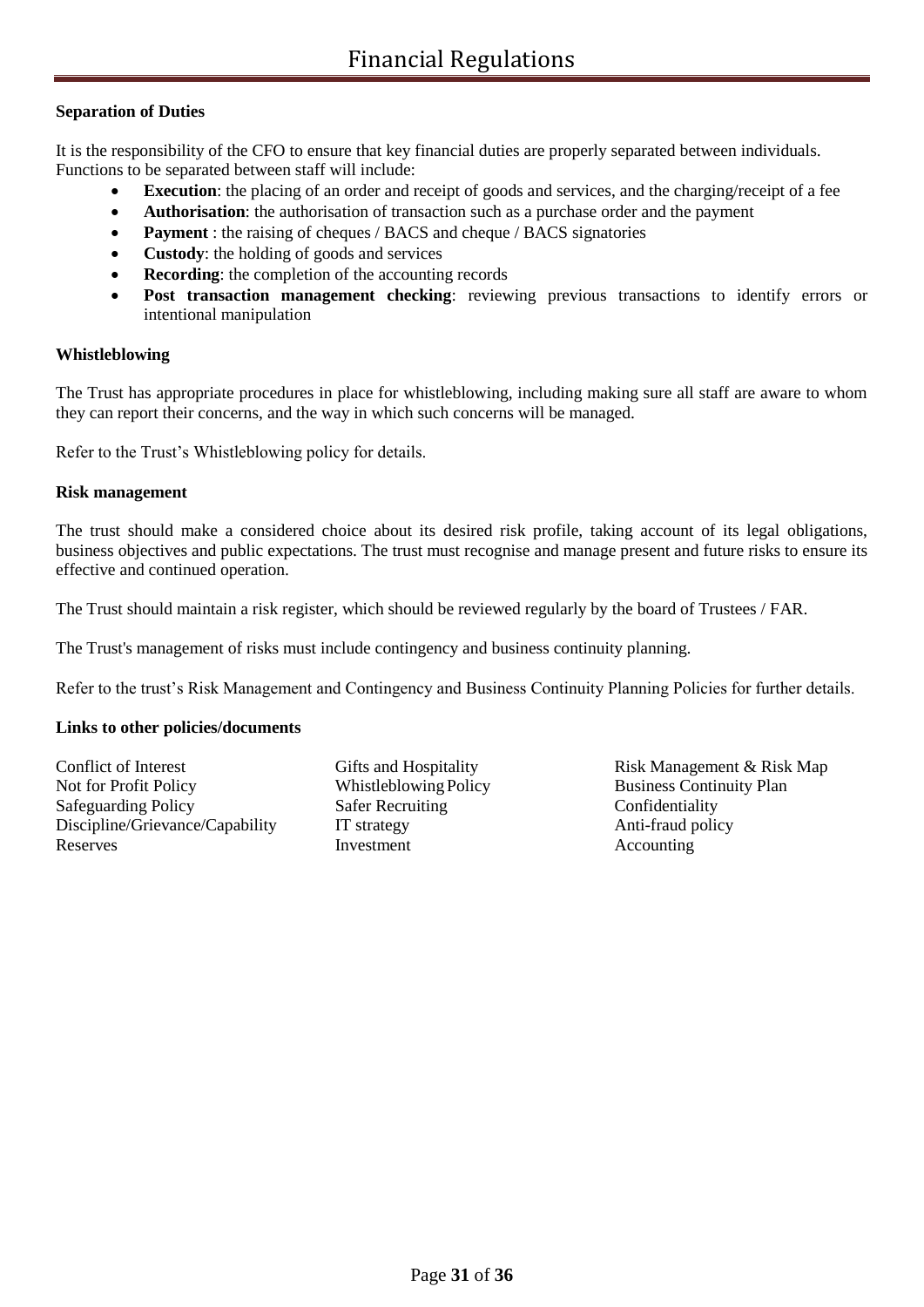**Separation of Duties**

It is the responsibility of the CFO to ensure that key financial duties are properly separated between individuals. Functions to be separated between staff will include:

- **Execution**: the placing of an order and receipt of goods and services, and the charging/receipt of a fee
- **Authorisation**: the authorisation of transaction such as a purchase order and the payment
- **Payment** : the raising of cheques / BACS and cheque / BACS signatories
- **Custody**: the holding of goods and services
- **Recording**: the completion of the accounting records
- **Post transaction management checking**: reviewing previous transactions to identify errors or intentional manipulation

**Whistleblowing**

The Trust has appropriate procedures in place for whistleblowing, including making sure all staff are aware to whom they can report their concerns, and the way in which such concerns will be managed.

Refer to the Trust's Whistleblowing policy for details.

**Risk management**

The trust should make a considered choice about its desired risk profile, taking account of its legal obligations, business objectives and public expectations. The trust must recognise and manage present and future risks to ensure its effective and continued operation.

The Trust should maintain a risk register, which should be reviewed regularly by the board of Trustees / FAR.

The Trust's management of risks must include contingency and business continuity planning.

Refer to the trust's Risk Management and Contingency and Business Continuity Planning Policies for further details.

**Links to other policies/documents**

| | | |
|---|---|---|
| Conflict of Interest | Gifts and Hospitality | Risk Management & Risk Map |
| Not for Profit Policy | Whistleblowing Policy | Business Continuity Plan |
| Safeguarding Policy | Safer Recruiting | Confidentiality |
| Discipline/Grievance/Capability | IT strategy | Anti-fraud policy |
| Reserves | Investment | Accounting |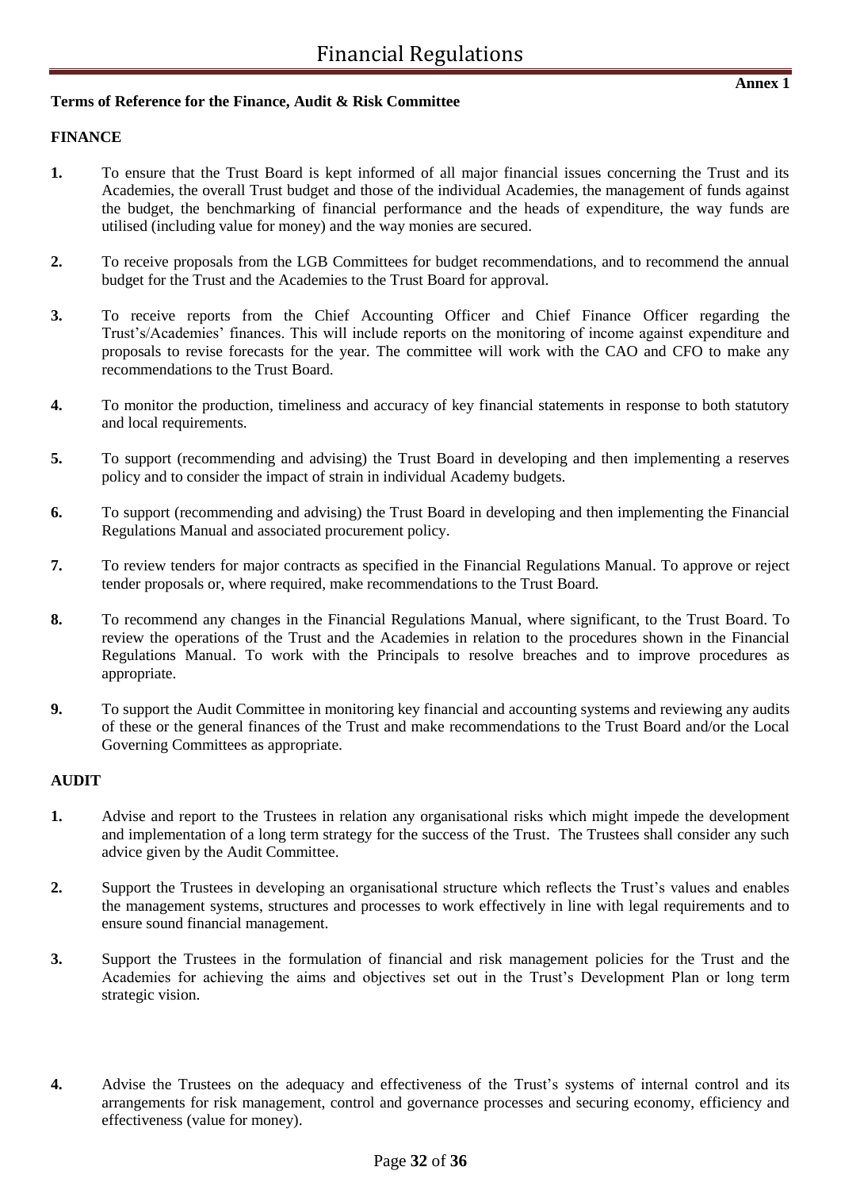**Annex 1**

**Terms of Reference for the Finance, Audit & Risk Committee**

**FINANCE**

**1.** To ensure that the Trust Board is kept informed of all major financial issues concerning the Trust and its Academies, the overall Trust budget and those of the individual Academies, the management of funds against the budget, the benchmarking of financial performance and the heads of expenditure, the way funds are utilised (including value for money) and the way monies are secured.

**2.** To receive proposals from the LGB Committees for budget recommendations, and to recommend the annual budget for the Trust and the Academies to the Trust Board for approval.

**3.** To receive reports from the Chief Accounting Officer and Chief Finance Officer regarding the Trust's/Academies' finances. This will include reports on the monitoring of income against expenditure and proposals to revise forecasts for the year. The committee will work with the CAO and CFO to make any recommendations to the Trust Board.

**4.** To monitor the production, timeliness and accuracy of key financial statements in response to both statutory and local requirements.

**5.** To support (recommending and advising) the Trust Board in developing and then implementing a reserves policy and to consider the impact of strain in individual Academy budgets.

**6.** To support (recommending and advising) the Trust Board in developing and then implementing the Financial Regulations Manual and associated procurement policy.

**7.** To review tenders for major contracts as specified in the Financial Regulations Manual. To approve or reject tender proposals or, where required, make recommendations to the Trust Board.

**8.** To recommend any changes in the Financial Regulations Manual, where significant, to the Trust Board. To review the operations of the Trust and the Academies in relation to the procedures shown in the Financial Regulations Manual. To work with the Principals to resolve breaches and to improve procedures as appropriate.

**9.** To support the Audit Committee in monitoring key financial and accounting systems and reviewing any audits of these or the general finances of the Trust and make recommendations to the Trust Board and/or the Local Governing Committees as appropriate.

**AUDIT**

**1.** Advise and report to the Trustees in relation any organisational risks which might impede the development and implementation of a long term strategy for the success of the Trust. The Trustees shall consider any such advice given by the Audit Committee.

**2.** Support the Trustees in developing an organisational structure which reflects the Trust's values and enables the management systems, structures and processes to work effectively in line with legal requirements and to ensure sound financial management.

**3.** Support the Trustees in the formulation of financial and risk management policies for the Trust and the Academies for achieving the aims and objectives set out in the Trust's Development Plan or long term strategic vision.

**4.** Advise the Trustees on the adequacy and effectiveness of the Trust's systems of internal control and its arrangements for risk management, control and governance processes and securing economy, efficiency and effectiveness (value for money).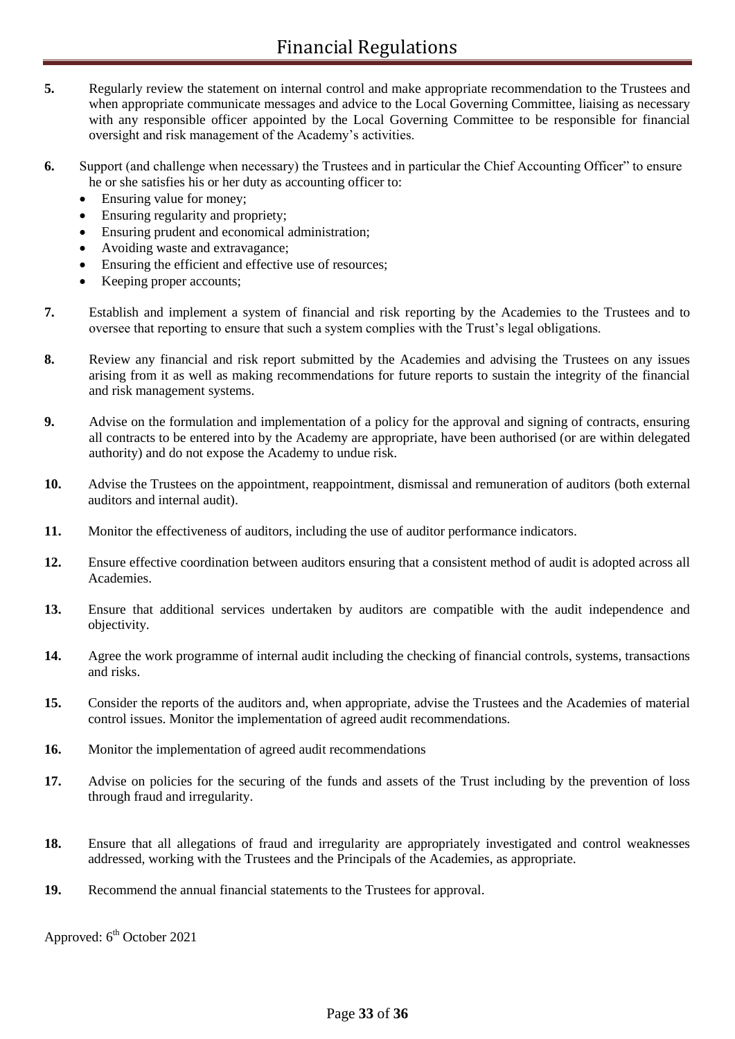**5.** Regularly review the statement on internal control and make appropriate recommendation to the Trustees and when appropriate communicate messages and advice to the Local Governing Committee, liaising as necessary with any responsible officer appointed by the Local Governing Committee to be responsible for financial oversight and risk management of the Academy's activities.

**6.** Support (and challenge when necessary) the Trustees and in particular the Chief Accounting Officer" to ensure he or she satisfies his or her duty as accounting officer to:

- Ensuring value for money;
- Ensuring regularity and propriety;
- Ensuring prudent and economical administration;
- Avoiding waste and extravagance;
- Ensuring the efficient and effective use of resources;
- Keeping proper accounts;

**7.** Establish and implement a system of financial and risk reporting by the Academies to the Trustees and to oversee that reporting to ensure that such a system complies with the Trust's legal obligations.

**8.** Review any financial and risk report submitted by the Academies and advising the Trustees on any issues arising from it as well as making recommendations for future reports to sustain the integrity of the financial and risk management systems.

**9.** Advise on the formulation and implementation of a policy for the approval and signing of contracts, ensuring all contracts to be entered into by the Academy are appropriate, have been authorised (or are within delegated authority) and do not expose the Academy to undue risk.

**10.** Advise the Trustees on the appointment, reappointment, dismissal and remuneration of auditors (both external auditors and internal audit).

**11.** Monitor the effectiveness of auditors, including the use of auditor performance indicators.

**12.** Ensure effective coordination between auditors ensuring that a consistent method of audit is adopted across all Academies.

**13.** Ensure that additional services undertaken by auditors are compatible with the audit independence and objectivity.

**14.** Agree the work programme of internal audit including the checking of financial controls, systems, transactions and risks.

**15.** Consider the reports of the auditors and, when appropriate, advise the Trustees and the Academies of material control issues. Monitor the implementation of agreed audit recommendations.

**16.** Monitor the implementation of agreed audit recommendations

**17.** Advise on policies for the securing of the funds and assets of the Trust including by the prevention of loss through fraud and irregularity.

**18.** Ensure that all allegations of fraud and irregularity are appropriately investigated and control weaknesses addressed, working with the Trustees and the Principals of the Academies, as appropriate.

**19.** Recommend the annual financial statements to the Trustees for approval.

Approved: 6th October 2021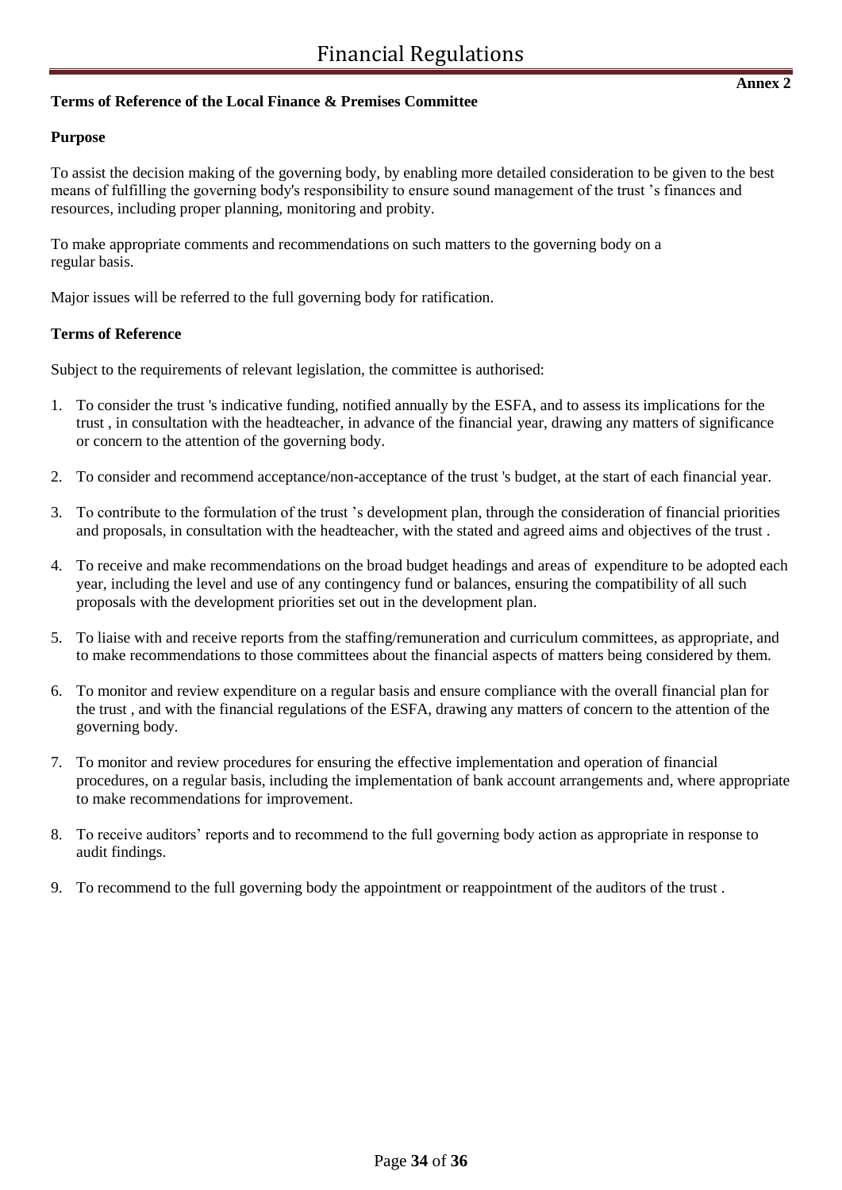**Annex 2**

**Terms of Reference of the Local Finance & Premises Committee**

**Purpose**

To assist the decision making of the governing body, by enabling more detailed consideration to be given to the best means of fulfilling the governing body's responsibility to ensure sound management of the trust ’s finances and resources, including proper planning, monitoring and probity.

To make appropriate comments and recommendations on such matters to the governing body on a regular basis.

Major issues will be referred to the full governing body for ratification.

**Terms of Reference**

Subject to the requirements of relevant legislation, the committee is authorised:

1. To consider the trust 's indicative funding, notified annually by the ESFA, and to assess its implications for the trust , in consultation with the headteacher, in advance of the financial year, drawing any matters of significance or concern to the attention of the governing body.
2. To consider and recommend acceptance/non-acceptance of the trust 's budget, at the start of each financial year.
3. To contribute to the formulation of the trust ’s development plan, through the consideration of financial priorities and proposals, in consultation with the headteacher, with the stated and agreed aims and objectives of the trust .
4. To receive and make recommendations on the broad budget headings and areas of expenditure to be adopted each year, including the level and use of any contingency fund or balances, ensuring the compatibility of all such proposals with the development priorities set out in the development plan.
5. To liaise with and receive reports from the staffing/remuneration and curriculum committees, as appropriate, and to make recommendations to those committees about the financial aspects of matters being considered by them.
6. To monitor and review expenditure on a regular basis and ensure compliance with the overall financial plan for the trust , and with the financial regulations of the ESFA, drawing any matters of concern to the attention of the governing body.
7. To monitor and review procedures for ensuring the effective implementation and operation of financial procedures, on a regular basis, including the implementation of bank account arrangements and, where appropriate to make recommendations for improvement.
8. To receive auditors’ reports and to recommend to the full governing body action as appropriate in response to audit findings.
9. To recommend to the full governing body the appointment or reappointment of the auditors of the trust .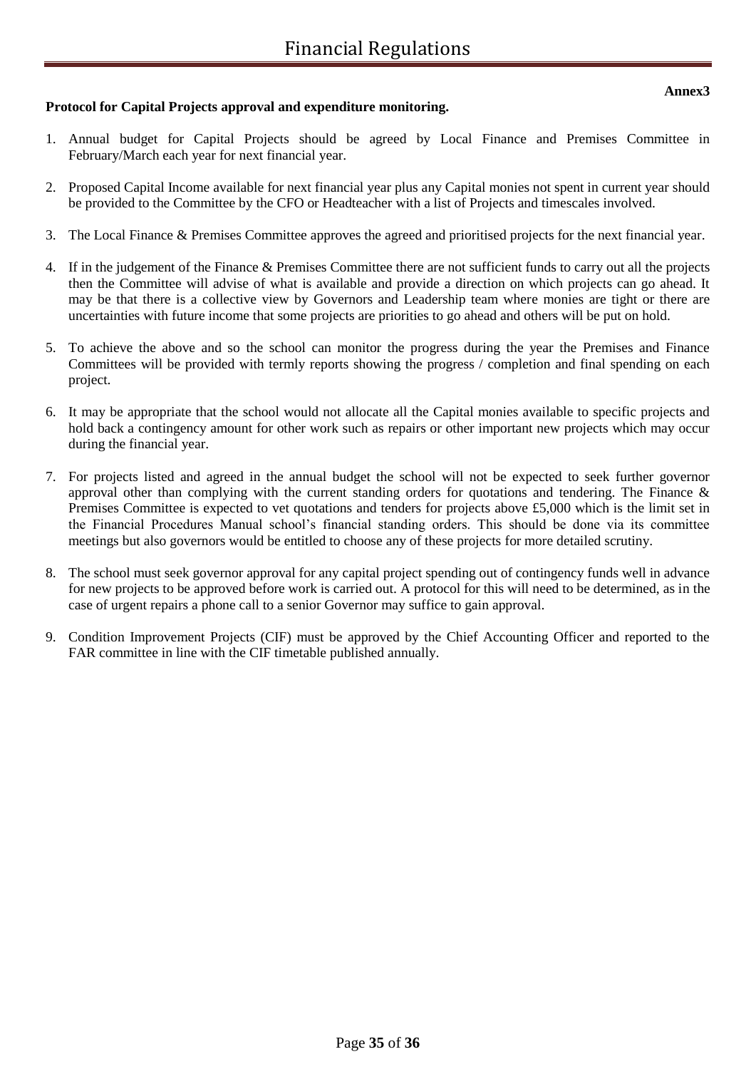**Annex3**

**Protocol for Capital Projects approval and expenditure monitoring.**

1. Annual budget for Capital Projects should be agreed by Local Finance and Premises Committee in February/March each year for next financial year.

2. Proposed Capital Income available for next financial year plus any Capital monies not spent in current year should be provided to the Committee by the CFO or Headteacher with a list of Projects and timescales involved.

3. The Local Finance & Premises Committee approves the agreed and prioritised projects for the next financial year.

4. If in the judgement of the Finance & Premises Committee there are not sufficient funds to carry out all the projects then the Committee will advise of what is available and provide a direction on which projects can go ahead. It may be that there is a collective view by Governors and Leadership team where monies are tight or there are uncertainties with future income that some projects are priorities to go ahead and others will be put on hold.

5. To achieve the above and so the school can monitor the progress during the year the Premises and Finance Committees will be provided with termly reports showing the progress / completion and final spending on each project.

6. It may be appropriate that the school would not allocate all the Capital monies available to specific projects and hold back a contingency amount for other work such as repairs or other important new projects which may occur during the financial year.

7. For projects listed and agreed in the annual budget the school will not be expected to seek further governor approval other than complying with the current standing orders for quotations and tendering. The Finance & Premises Committee is expected to vet quotations and tenders for projects above £5,000 which is the limit set in the Financial Procedures Manual school's financial standing orders. This should be done via its committee meetings but also governors would be entitled to choose any of these projects for more detailed scrutiny.

8. The school must seek governor approval for any capital project spending out of contingency funds well in advance for new projects to be approved before work is carried out. A protocol for this will need to be determined, as in the case of urgent repairs a phone call to a senior Governor may suffice to gain approval.

9. Condition Improvement Projects (CIF) must be approved by the Chief Accounting Officer and reported to the FAR committee in line with the CIF timetable published annually.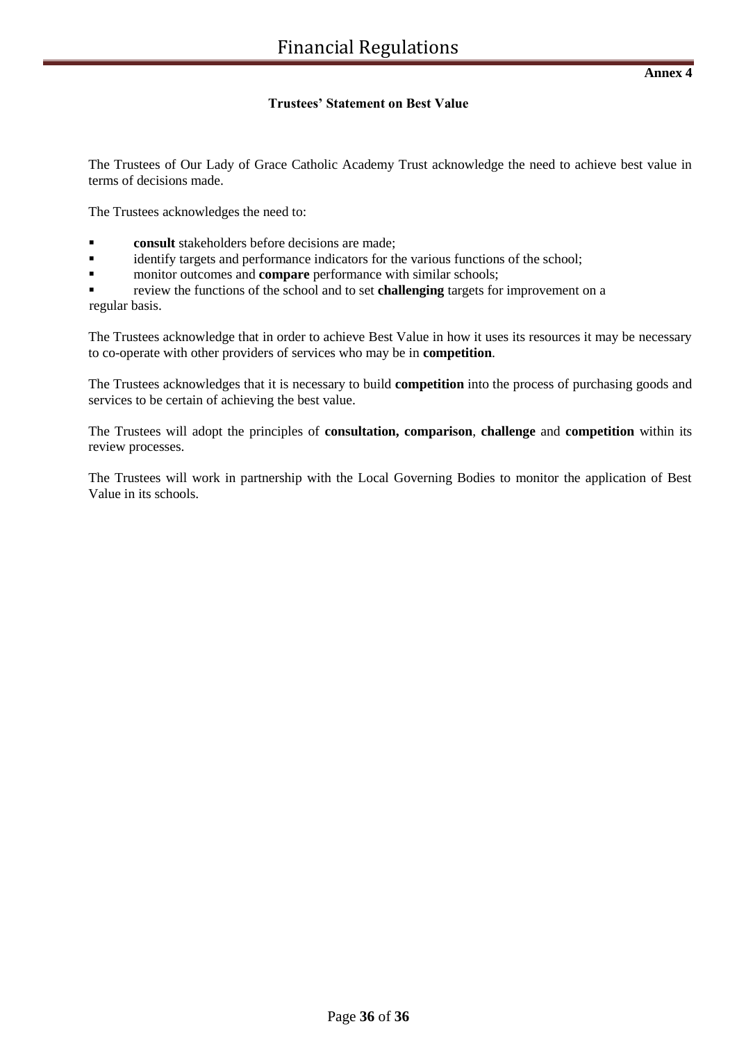**Annex 4**

### Trustees' Statement on Best Value

The Trustees of Our Lady of Grace Catholic Academy Trust acknowledge the need to achieve best value in terms of decisions made.

The Trustees acknowledges the need to:

- **consult** stakeholders before decisions are made;
- identify targets and performance indicators for the various functions of the school;
- monitor outcomes and **compare** performance with similar schools;
- review the functions of the school and to set **challenging** targets for improvement on a regular basis.

The Trustees acknowledge that in order to achieve Best Value in how it uses its resources it may be necessary to co-operate with other providers of services who may be in **competition**.

The Trustees acknowledges that it is necessary to build **competition** into the process of purchasing goods and services to be certain of achieving the best value.

The Trustees will adopt the principles of **consultation, comparison**, **challenge** and **competition** within its review processes.

The Trustees will work in partnership with the Local Governing Bodies to monitor the application of Best Value in its schools.